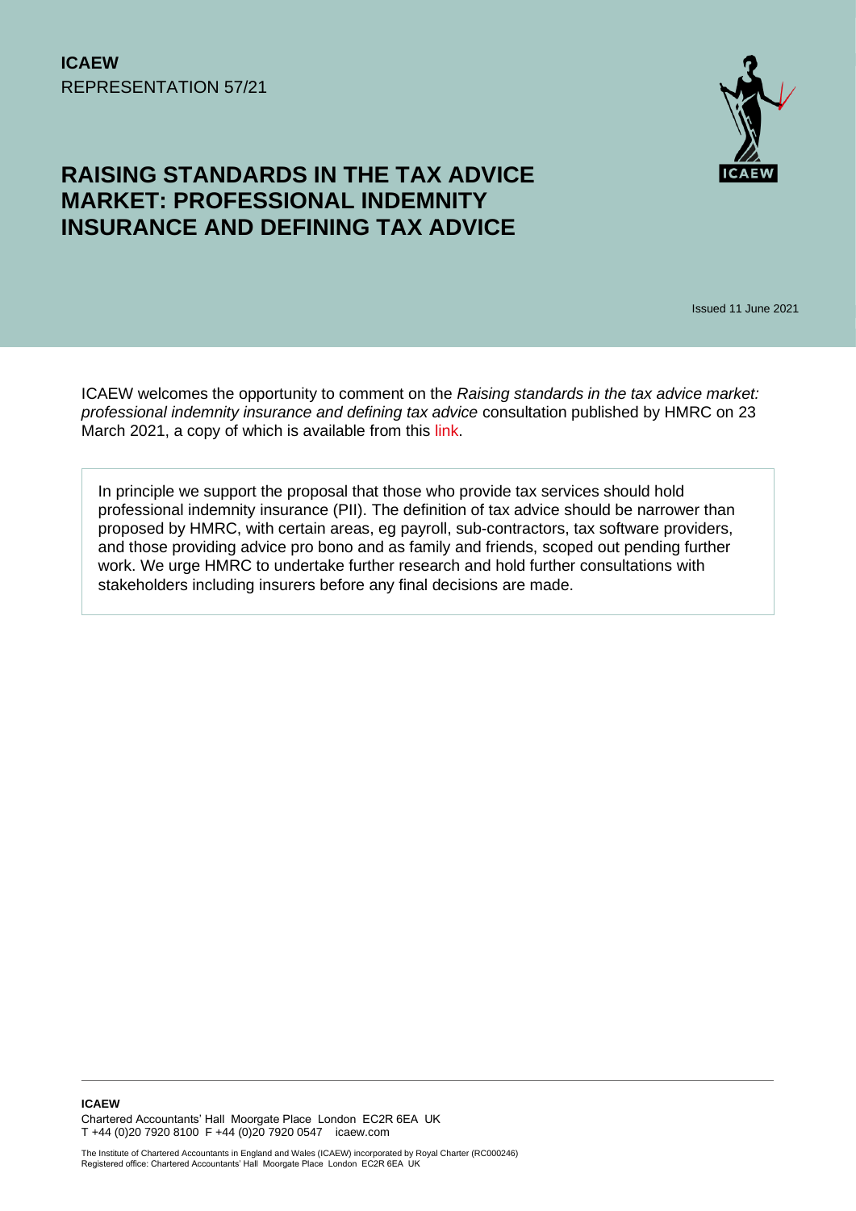**ICAEW**
REPRESENTATION 57/21

# RAISING STANDARDS IN THE TAX ADVICE MARKET: PROFESSIONAL INDEMNITY INSURANCE AND DEFINING TAX ADVICE

Issued 11 June 2021

ICAEW welcomes the opportunity to comment on the *Raising standards in the tax advice market: professional indemnity insurance and defining tax advice* consultation published by HMRC on 23 March 2021, a copy of which is available from this link.

In principle we support the proposal that those who provide tax services should hold professional indemnity insurance (PII). The definition of tax advice should be narrower than proposed by HMRC, with certain areas, eg payroll, sub-contractors, tax software providers, and those providing advice pro bono and as family and friends, scoped out pending further work. We urge HMRC to undertake further research and hold further consultations with stakeholders including insurers before any final decisions are made.

**ICAEW**
Chartered Accountants' Hall Moorgate Place London EC2R 6EA UK
T +44 (0)20 7920 8100 F +44 (0)20 7920 0547 icaew.com

The Institute of Chartered Accountants in England and Wales (ICAEW) incorporated by Royal Charter (RC000246)
Registered office: Chartered Accountants' Hall Moorgate Place London EC2R 6EA UK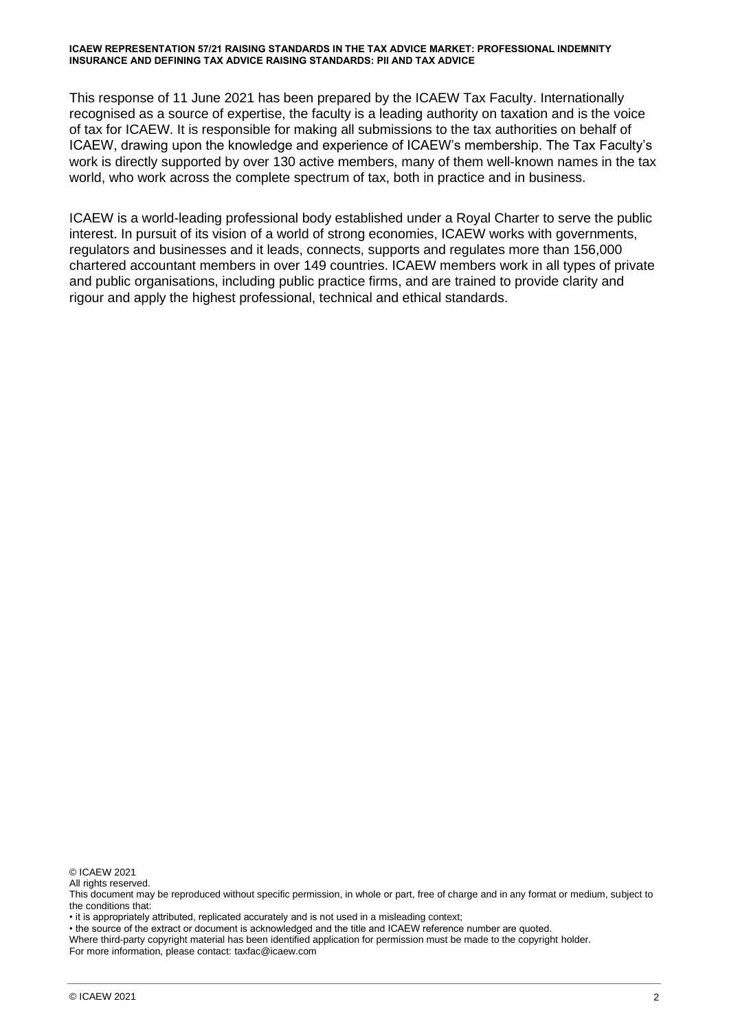This response of 11 June 2021 has been prepared by the ICAEW Tax Faculty. Internationally recognised as a source of expertise, the faculty is a leading authority on taxation and is the voice of tax for ICAEW. It is responsible for making all submissions to the tax authorities on behalf of ICAEW, drawing upon the knowledge and experience of ICAEW's membership. The Tax Faculty's work is directly supported by over 130 active members, many of them well-known names in the tax world, who work across the complete spectrum of tax, both in practice and in business.

ICAEW is a world-leading professional body established under a Royal Charter to serve the public interest. In pursuit of its vision of a world of strong economies, ICAEW works with governments, regulators and businesses and it leads, connects, supports and regulates more than 156,000 chartered accountant members in over 149 countries. ICAEW members work in all types of private and public organisations, including public practice firms, and are trained to provide clarity and rigour and apply the highest professional, technical and ethical standards.

© ICAEW 2021
All rights reserved.
This document may be reproduced without specific permission, in whole or part, free of charge and in any format or medium, subject to the conditions that:

- it is appropriately attributed, replicated accurately and is not used in a misleading context;
- the source of the extract or document is acknowledged and the title and ICAEW reference number are quoted.

Where third-party copyright material has been identified application for permission must be made to the copyright holder.
For more information, please contact: taxfac@icaew.com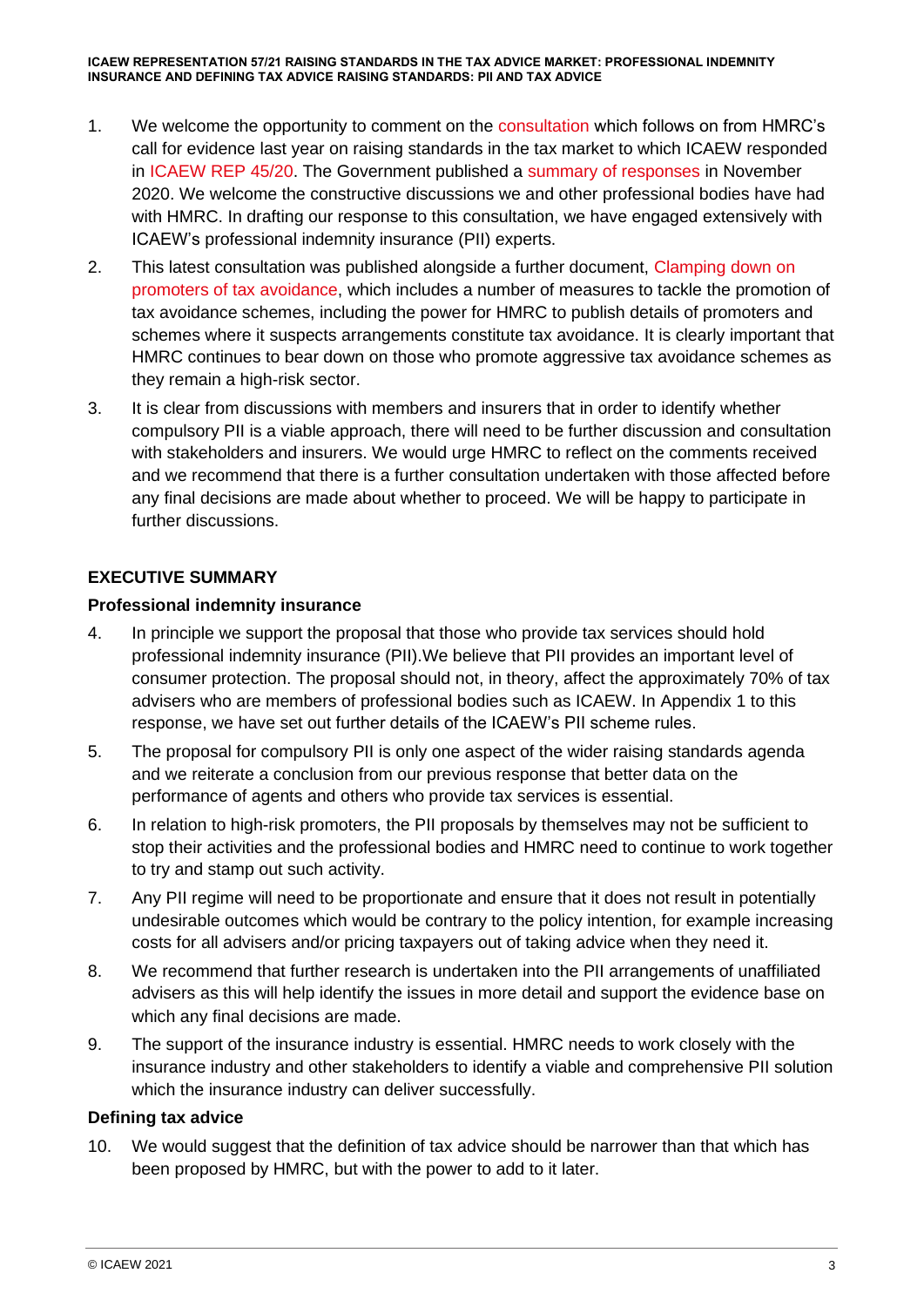1. We welcome the opportunity to comment on the consultation which follows on from HMRC's call for evidence last year on raising standards in the tax market to which ICAEW responded in ICAEW REP 45/20. The Government published a summary of responses in November 2020. We welcome the constructive discussions we and other professional bodies have had with HMRC. In drafting our response to this consultation, we have engaged extensively with ICAEW's professional indemnity insurance (PII) experts.

2. This latest consultation was published alongside a further document, Clamping down on promoters of tax avoidance, which includes a number of measures to tackle the promotion of tax avoidance schemes, including the power for HMRC to publish details of promoters and schemes where it suspects arrangements constitute tax avoidance. It is clearly important that HMRC continues to bear down on those who promote aggressive tax avoidance schemes as they remain a high-risk sector.

3. It is clear from discussions with members and insurers that in order to identify whether compulsory PII is a viable approach, there will need to be further discussion and consultation with stakeholders and insurers. We would urge HMRC to reflect on the comments received and we recommend that there is a further consultation undertaken with those affected before any final decisions are made about whether to proceed. We will be happy to participate in further discussions.

## EXECUTIVE SUMMARY

### Professional indemnity insurance

4. In principle we support the proposal that those who provide tax services should hold professional indemnity insurance (PII).We believe that PII provides an important level of consumer protection. The proposal should not, in theory, affect the approximately 70% of tax advisers who are members of professional bodies such as ICAEW. In Appendix 1 to this response, we have set out further details of the ICAEW's PII scheme rules.

5. The proposal for compulsory PII is only one aspect of the wider raising standards agenda and we reiterate a conclusion from our previous response that better data on the performance of agents and others who provide tax services is essential.

6. In relation to high-risk promoters, the PII proposals by themselves may not be sufficient to stop their activities and the professional bodies and HMRC need to continue to work together to try and stamp out such activity.

7. Any PII regime will need to be proportionate and ensure that it does not result in potentially undesirable outcomes which would be contrary to the policy intention, for example increasing costs for all advisers and/or pricing taxpayers out of taking advice when they need it.

8. We recommend that further research is undertaken into the PII arrangements of unaffiliated advisers as this will help identify the issues in more detail and support the evidence base on which any final decisions are made.

9. The support of the insurance industry is essential. HMRC needs to work closely with the insurance industry and other stakeholders to identify a viable and comprehensive PII solution which the insurance industry can deliver successfully.

### Defining tax advice

10. We would suggest that the definition of tax advice should be narrower than that which has been proposed by HMRC, but with the power to add to it later.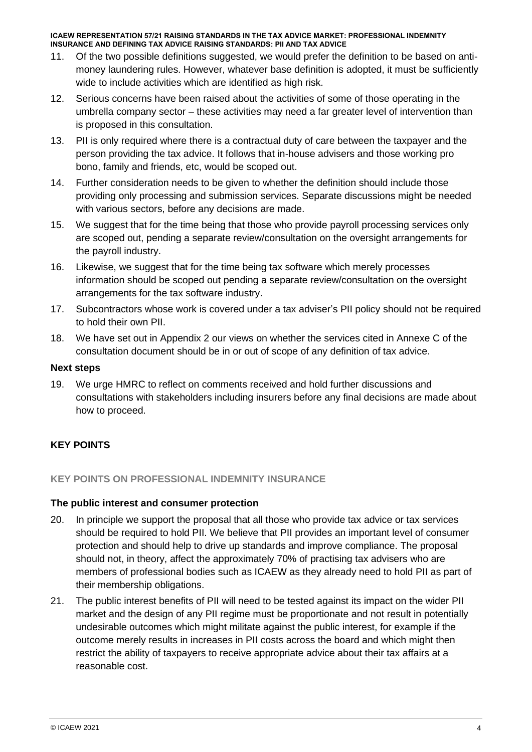11. Of the two possible definitions suggested, we would prefer the definition to be based on anti-money laundering rules. However, whatever base definition is adopted, it must be sufficiently wide to include activities which are identified as high risk.
12. Serious concerns have been raised about the activities of some of those operating in the umbrella company sector – these activities may need a far greater level of intervention than is proposed in this consultation.
13. PII is only required where there is a contractual duty of care between the taxpayer and the person providing the tax advice. It follows that in-house advisers and those working pro bono, family and friends, etc, would be scoped out.
14. Further consideration needs to be given to whether the definition should include those providing only processing and submission services. Separate discussions might be needed with various sectors, before any decisions are made.
15. We suggest that for the time being that those who provide payroll processing services only are scoped out, pending a separate review/consultation on the oversight arrangements for the payroll industry.
16. Likewise, we suggest that for the time being tax software which merely processes information should be scoped out pending a separate review/consultation on the oversight arrangements for the tax software industry.
17. Subcontractors whose work is covered under a tax adviser's PII policy should not be required to hold their own PII.
18. We have set out in Appendix 2 our views on whether the services cited in Annexe C of the consultation document should be in or out of scope of any definition of tax advice.

**Next steps**

19. We urge HMRC to reflect on comments received and hold further discussions and consultations with stakeholders including insurers before any final decisions are made about how to proceed.

## KEY POINTS

### KEY POINTS ON PROFESSIONAL INDEMNITY INSURANCE

**The public interest and consumer protection**

20. In principle we support the proposal that all those who provide tax advice or tax services should be required to hold PII. We believe that PII provides an important level of consumer protection and should help to drive up standards and improve compliance. The proposal should not, in theory, affect the approximately 70% of practising tax advisers who are members of professional bodies such as ICAEW as they already need to hold PII as part of their membership obligations.
21. The public interest benefits of PII will need to be tested against its impact on the wider PII market and the design of any PII regime must be proportionate and not result in potentially undesirable outcomes which might militate against the public interest, for example if the outcome merely results in increases in PII costs across the board and which might then restrict the ability of taxpayers to receive appropriate advice about their tax affairs at a reasonable cost.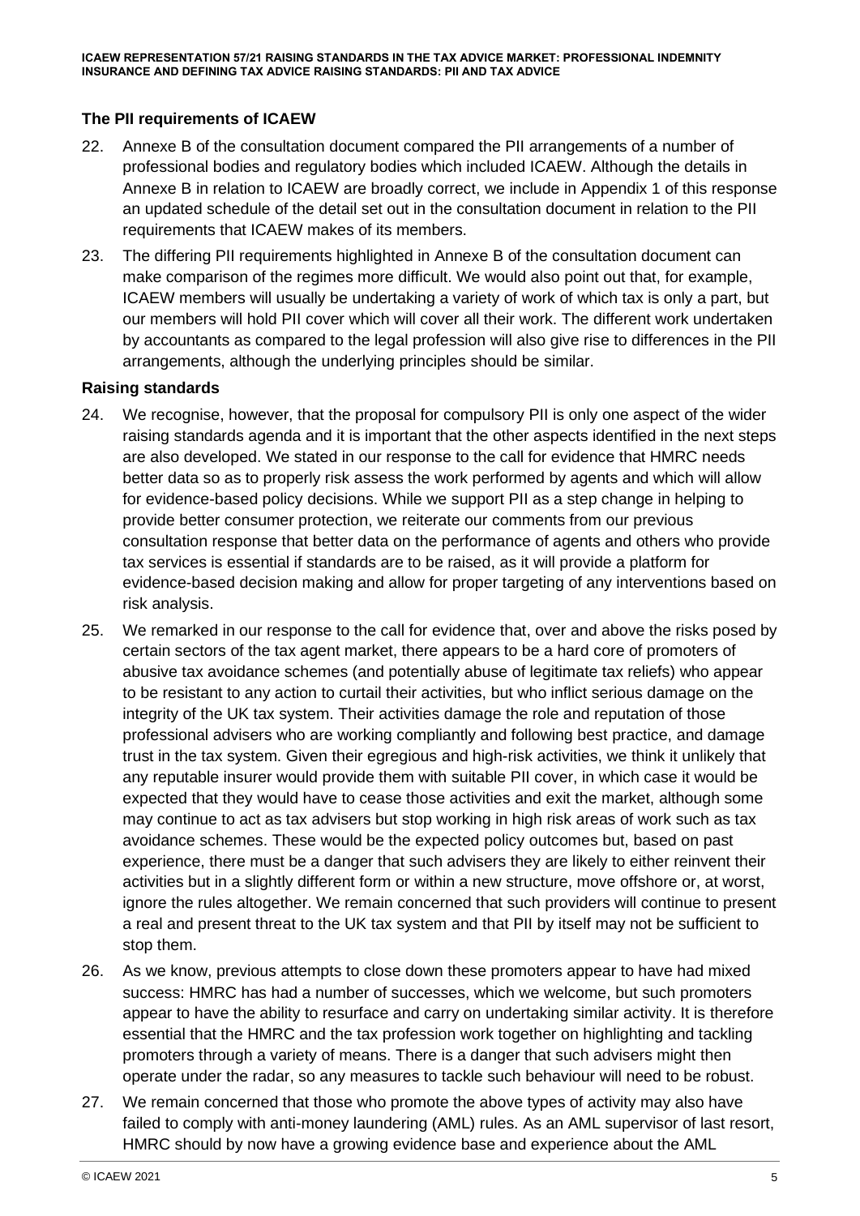### The PII requirements of ICAEW

22. Annexe B of the consultation document compared the PII arrangements of a number of professional bodies and regulatory bodies which included ICAEW. Although the details in Annexe B in relation to ICAEW are broadly correct, we include in Appendix 1 of this response an updated schedule of the detail set out in the consultation document in relation to the PII requirements that ICAEW makes of its members.

23. The differing PII requirements highlighted in Annexe B of the consultation document can make comparison of the regimes more difficult. We would also point out that, for example, ICAEW members will usually be undertaking a variety of work of which tax is only a part, but our members will hold PII cover which will cover all their work. The different work undertaken by accountants as compared to the legal profession will also give rise to differences in the PII arrangements, although the underlying principles should be similar.

### Raising standards

24. We recognise, however, that the proposal for compulsory PII is only one aspect of the wider raising standards agenda and it is important that the other aspects identified in the next steps are also developed. We stated in our response to the call for evidence that HMRC needs better data so as to properly risk assess the work performed by agents and which will allow for evidence-based policy decisions. While we support PII as a step change in helping to provide better consumer protection, we reiterate our comments from our previous consultation response that better data on the performance of agents and others who provide tax services is essential if standards are to be raised, as it will provide a platform for evidence-based decision making and allow for proper targeting of any interventions based on risk analysis.

25. We remarked in our response to the call for evidence that, over and above the risks posed by certain sectors of the tax agent market, there appears to be a hard core of promoters of abusive tax avoidance schemes (and potentially abuse of legitimate tax reliefs) who appear to be resistant to any action to curtail their activities, but who inflict serious damage on the integrity of the UK tax system. Their activities damage the role and reputation of those professional advisers who are working compliantly and following best practice, and damage trust in the tax system. Given their egregious and high-risk activities, we think it unlikely that any reputable insurer would provide them with suitable PII cover, in which case it would be expected that they would have to cease those activities and exit the market, although some may continue to act as tax advisers but stop working in high risk areas of work such as tax avoidance schemes. These would be the expected policy outcomes but, based on past experience, there must be a danger that such advisers they are likely to either reinvent their activities but in a slightly different form or within a new structure, move offshore or, at worst, ignore the rules altogether. We remain concerned that such providers will continue to present a real and present threat to the UK tax system and that PII by itself may not be sufficient to stop them.

26. As we know, previous attempts to close down these promoters appear to have had mixed success: HMRC has had a number of successes, which we welcome, but such promoters appear to have the ability to resurface and carry on undertaking similar activity. It is therefore essential that the HMRC and the tax profession work together on highlighting and tackling promoters through a variety of means. There is a danger that such advisers might then operate under the radar, so any measures to tackle such behaviour will need to be robust.

27. We remain concerned that those who promote the above types of activity may also have failed to comply with anti-money laundering (AML) rules. As an AML supervisor of last resort, HMRC should by now have a growing evidence base and experience about the AML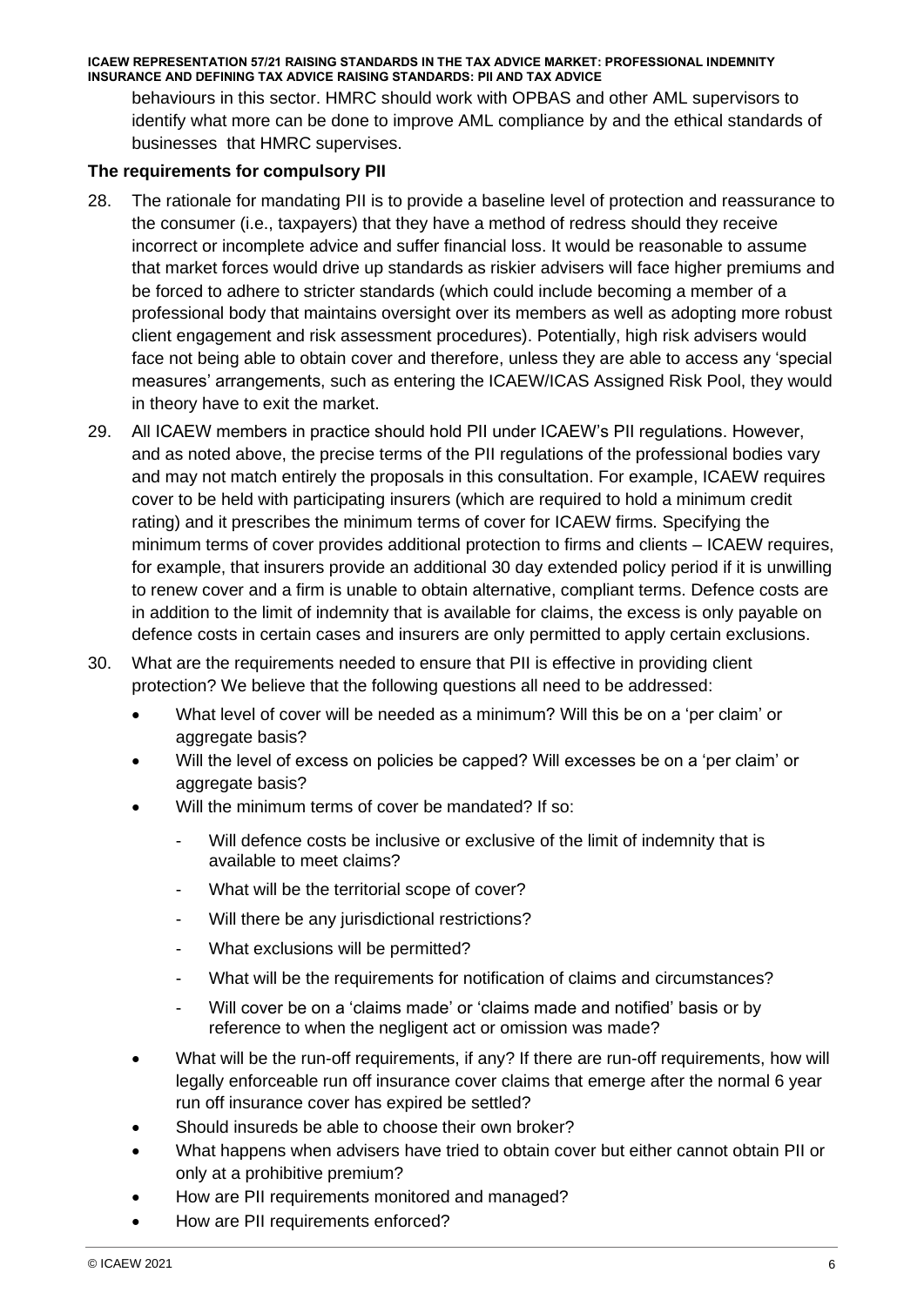behaviours in this sector. HMRC should work with OPBAS and other AML supervisors to identify what more can be done to improve AML compliance by and the ethical standards of businesses that HMRC supervises.

### The requirements for compulsory PII

28. The rationale for mandating PII is to provide a baseline level of protection and reassurance to the consumer (i.e., taxpayers) that they have a method of redress should they receive incorrect or incomplete advice and suffer financial loss. It would be reasonable to assume that market forces would drive up standards as riskier advisers will face higher premiums and be forced to adhere to stricter standards (which could include becoming a member of a professional body that maintains oversight over its members as well as adopting more robust client engagement and risk assessment procedures). Potentially, high risk advisers would face not being able to obtain cover and therefore, unless they are able to access any 'special measures' arrangements, such as entering the ICAEW/ICAS Assigned Risk Pool, they would in theory have to exit the market.

29. All ICAEW members in practice should hold PII under ICAEW's PII regulations. However, and as noted above, the precise terms of the PII regulations of the professional bodies vary and may not match entirely the proposals in this consultation. For example, ICAEW requires cover to be held with participating insurers (which are required to hold a minimum credit rating) and it prescribes the minimum terms of cover for ICAEW firms. Specifying the minimum terms of cover provides additional protection to firms and clients – ICAEW requires, for example, that insurers provide an additional 30 day extended policy period if it is unwilling to renew cover and a firm is unable to obtain alternative, compliant terms. Defence costs are in addition to the limit of indemnity that is available for claims, the excess is only payable on defence costs in certain cases and insurers are only permitted to apply certain exclusions.

30. What are the requirements needed to ensure that PII is effective in providing client protection? We believe that the following questions all need to be addressed:
    - What level of cover will be needed as a minimum? Will this be on a 'per claim' or aggregate basis?
    - Will the level of excess on policies be capped? Will excesses be on a 'per claim' or aggregate basis?
    - Will the minimum terms of cover be mandated? If so:
        - Will defence costs be inclusive or exclusive of the limit of indemnity that is available to meet claims?
        - What will be the territorial scope of cover?
        - Will there be any jurisdictional restrictions?
        - What exclusions will be permitted?
        - What will be the requirements for notification of claims and circumstances?
        - Will cover be on a 'claims made' or 'claims made and notified' basis or by reference to when the negligent act or omission was made?
    - What will be the run-off requirements, if any? If there are run-off requirements, how will legally enforceable run off insurance cover claims that emerge after the normal 6 year run off insurance cover has expired be settled?
    - Should insureds be able to choose their own broker?
    - What happens when advisers have tried to obtain cover but either cannot obtain PII or only at a prohibitive premium?
    - How are PII requirements monitored and managed?
    - How are PII requirements enforced?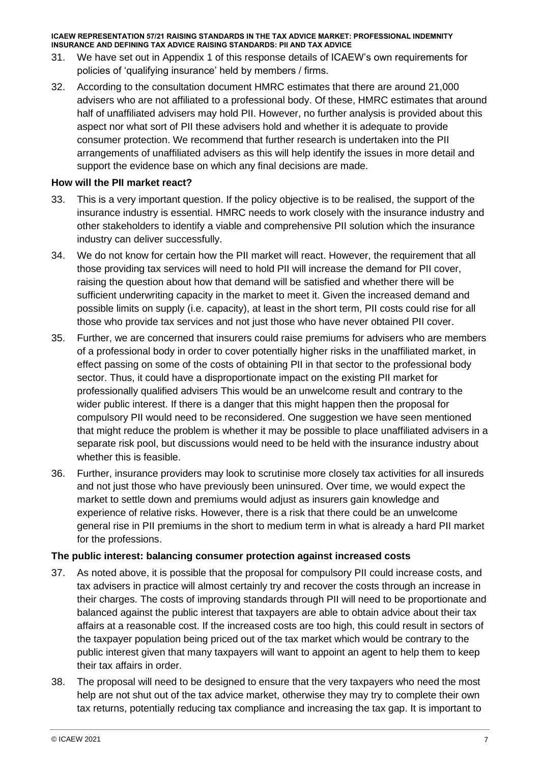31. We have set out in Appendix 1 of this response details of ICAEW's own requirements for policies of 'qualifying insurance' held by members / firms.

32. According to the consultation document HMRC estimates that there are around 21,000 advisers who are not affiliated to a professional body. Of these, HMRC estimates that around half of unaffiliated advisers may hold PII. However, no further analysis is provided about this aspect nor what sort of PII these advisers hold and whether it is adequate to provide consumer protection. We recommend that further research is undertaken into the PII arrangements of unaffiliated advisers as this will help identify the issues in more detail and support the evidence base on which any final decisions are made.

**How will the PII market react?**

33. This is a very important question. If the policy objective is to be realised, the support of the insurance industry is essential. HMRC needs to work closely with the insurance industry and other stakeholders to identify a viable and comprehensive PII solution which the insurance industry can deliver successfully.

34. We do not know for certain how the PII market will react. However, the requirement that all those providing tax services will need to hold PII will increase the demand for PII cover, raising the question about how that demand will be satisfied and whether there will be sufficient underwriting capacity in the market to meet it. Given the increased demand and possible limits on supply (i.e. capacity), at least in the short term, PII costs could rise for all those who provide tax services and not just those who have never obtained PII cover.

35. Further, we are concerned that insurers could raise premiums for advisers who are members of a professional body in order to cover potentially higher risks in the unaffiliated market, in effect passing on some of the costs of obtaining PII in that sector to the professional body sector. Thus, it could have a disproportionate impact on the existing PII market for professionally qualified advisers This would be an unwelcome result and contrary to the wider public interest. If there is a danger that this might happen then the proposal for compulsory PII would need to be reconsidered. One suggestion we have seen mentioned that might reduce the problem is whether it may be possible to place unaffiliated advisers in a separate risk pool, but discussions would need to be held with the insurance industry about whether this is feasible.

36. Further, insurance providers may look to scrutinise more closely tax activities for all insureds and not just those who have previously been uninsured. Over time, we would expect the market to settle down and premiums would adjust as insurers gain knowledge and experience of relative risks. However, there is a risk that there could be an unwelcome general rise in PII premiums in the short to medium term in what is already a hard PII market for the professions.

**The public interest: balancing consumer protection against increased costs**

37. As noted above, it is possible that the proposal for compulsory PII could increase costs, and tax advisers in practice will almost certainly try and recover the costs through an increase in their charges. The costs of improving standards through PII will need to be proportionate and balanced against the public interest that taxpayers are able to obtain advice about their tax affairs at a reasonable cost. If the increased costs are too high, this could result in sectors of the taxpayer population being priced out of the tax market which would be contrary to the public interest given that many taxpayers will want to appoint an agent to help them to keep their tax affairs in order.

38. The proposal will need to be designed to ensure that the very taxpayers who need the most help are not shut out of the tax advice market, otherwise they may try to complete their own tax returns, potentially reducing tax compliance and increasing the tax gap. It is important to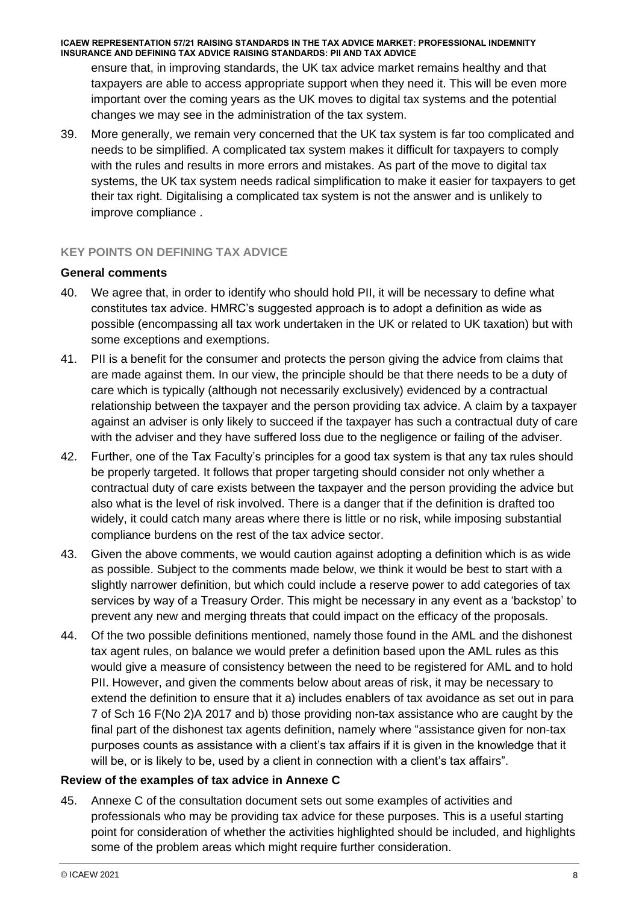ensure that, in improving standards, the UK tax advice market remains healthy and that taxpayers are able to access appropriate support when they need it. This will be even more important over the coming years as the UK moves to digital tax systems and the potential changes we may see in the administration of the tax system.

39. More generally, we remain very concerned that the UK tax system is far too complicated and needs to be simplified. A complicated tax system makes it difficult for taxpayers to comply with the rules and results in more errors and mistakes. As part of the move to digital tax systems, the UK tax system needs radical simplification to make it easier for taxpayers to get their tax right. Digitalising a complicated tax system is not the answer and is unlikely to improve compliance .

## KEY POINTS ON DEFINING TAX ADVICE

### General comments

40. We agree that, in order to identify who should hold PII, it will be necessary to define what constitutes tax advice. HMRC's suggested approach is to adopt a definition as wide as possible (encompassing all tax work undertaken in the UK or related to UK taxation) but with some exceptions and exemptions.

41. PII is a benefit for the consumer and protects the person giving the advice from claims that are made against them. In our view, the principle should be that there needs to be a duty of care which is typically (although not necessarily exclusively) evidenced by a contractual relationship between the taxpayer and the person providing tax advice. A claim by a taxpayer against an adviser is only likely to succeed if the taxpayer has such a contractual duty of care with the adviser and they have suffered loss due to the negligence or failing of the adviser.

42. Further, one of the Tax Faculty's principles for a good tax system is that any tax rules should be properly targeted. It follows that proper targeting should consider not only whether a contractual duty of care exists between the taxpayer and the person providing the advice but also what is the level of risk involved. There is a danger that if the definition is drafted too widely, it could catch many areas where there is little or no risk, while imposing substantial compliance burdens on the rest of the tax advice sector.

43. Given the above comments, we would caution against adopting a definition which is as wide as possible. Subject to the comments made below, we think it would be best to start with a slightly narrower definition, but which could include a reserve power to add categories of tax services by way of a Treasury Order. This might be necessary in any event as a 'backstop' to prevent any new and merging threats that could impact on the efficacy of the proposals.

44. Of the two possible definitions mentioned, namely those found in the AML and the dishonest tax agent rules, on balance we would prefer a definition based upon the AML rules as this would give a measure of consistency between the need to be registered for AML and to hold PII. However, and given the comments below about areas of risk, it may be necessary to extend the definition to ensure that it a) includes enablers of tax avoidance as set out in para 7 of Sch 16 F(No 2)A 2017 and b) those providing non-tax assistance who are caught by the final part of the dishonest tax agents definition, namely where "assistance given for non-tax purposes counts as assistance with a client's tax affairs if it is given in the knowledge that it will be, or is likely to be, used by a client in connection with a client's tax affairs".

### Review of the examples of tax advice in Annexe C

45. Annexe C of the consultation document sets out some examples of activities and professionals who may be providing tax advice for these purposes. This is a useful starting point for consideration of whether the activities highlighted should be included, and highlights some of the problem areas which might require further consideration.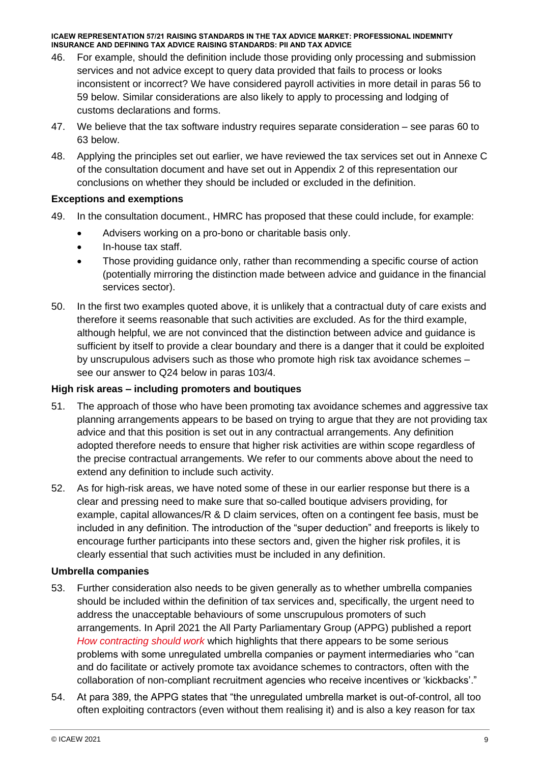46. For example, should the definition include those providing only processing and submission services and not advice except to query data provided that fails to process or looks inconsistent or incorrect? We have considered payroll activities in more detail in paras 56 to 59 below. Similar considerations are also likely to apply to processing and lodging of customs declarations and forms.

47. We believe that the tax software industry requires separate consideration – see paras 60 to 63 below.

48. Applying the principles set out earlier, we have reviewed the tax services set out in Annexe C of the consultation document and have set out in Appendix 2 of this representation our conclusions on whether they should be included or excluded in the definition.

### Exceptions and exemptions

49. In the consultation document., HMRC has proposed that these could include, for example:
    - Advisers working on a pro-bono or charitable basis only.
    - In-house tax staff.
    - Those providing guidance only, rather than recommending a specific course of action (potentially mirroring the distinction made between advice and guidance in the financial services sector).

50. In the first two examples quoted above, it is unlikely that a contractual duty of care exists and therefore it seems reasonable that such activities are excluded. As for the third example, although helpful, we are not convinced that the distinction between advice and guidance is sufficient by itself to provide a clear boundary and there is a danger that it could be exploited by unscrupulous advisers such as those who promote high risk tax avoidance schemes – see our answer to Q24 below in paras 103/4.

### High risk areas – including promoters and boutiques

51. The approach of those who have been promoting tax avoidance schemes and aggressive tax planning arrangements appears to be based on trying to argue that they are not providing tax advice and that this position is set out in any contractual arrangements. Any definition adopted therefore needs to ensure that higher risk activities are within scope regardless of the precise contractual arrangements. We refer to our comments above about the need to extend any definition to include such activity.

52. As for high-risk areas, we have noted some of these in our earlier response but there is a clear and pressing need to make sure that so-called boutique advisers providing, for example, capital allowances/R & D claim services, often on a contingent fee basis, must be included in any definition. The introduction of the "super deduction" and freeports is likely to encourage further participants into these sectors and, given the higher risk profiles, it is clearly essential that such activities must be included in any definition.

### Umbrella companies

53. Further consideration also needs to be given generally as to whether umbrella companies should be included within the definition of tax services and, specifically, the urgent need to address the unacceptable behaviours of some unscrupulous promoters of such arrangements. In April 2021 the All Party Parliamentary Group (APPG) published a report *How contracting should work* which highlights that there appears to be some serious problems with some unregulated umbrella companies or payment intermediaries who "can and do facilitate or actively promote tax avoidance schemes to contractors, often with the collaboration of non-compliant recruitment agencies who receive incentives or 'kickbacks'."

54. At para 389, the APPG states that "the unregulated umbrella market is out-of-control, all too often exploiting contractors (even without them realising it) and is also a key reason for tax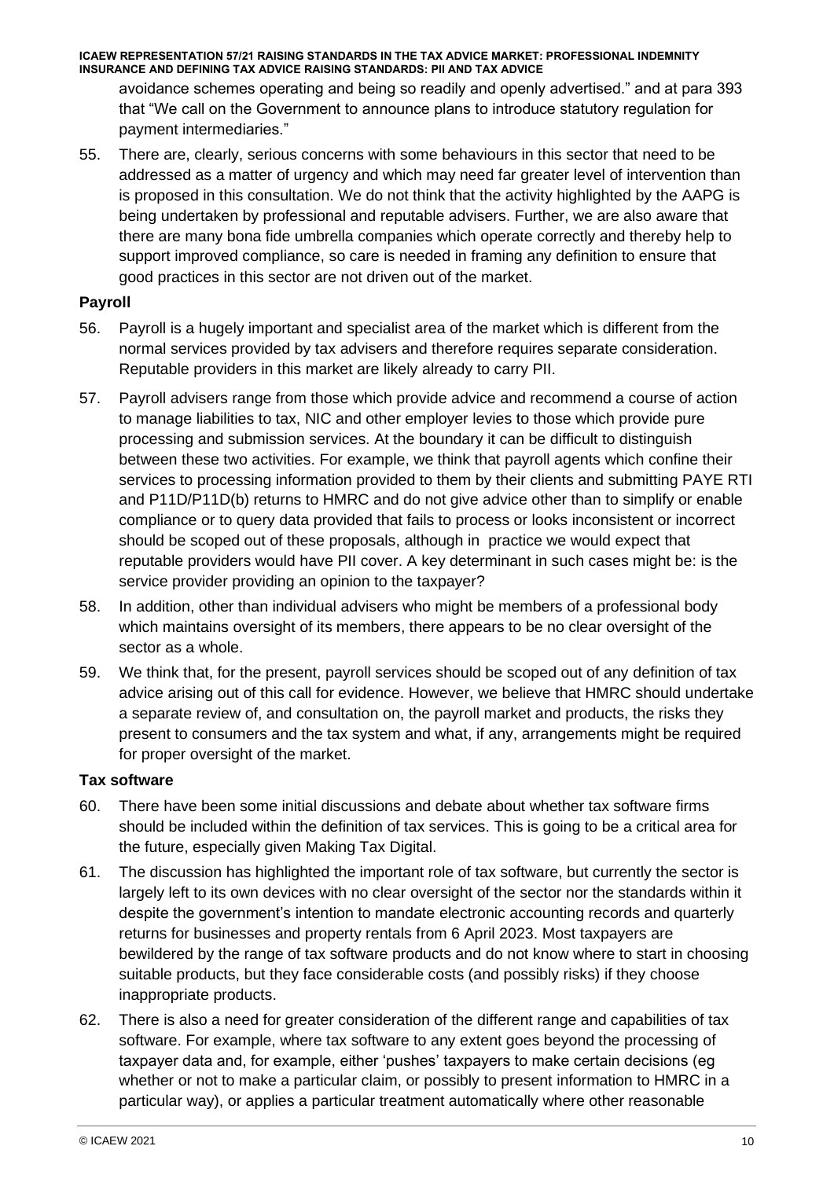avoidance schemes operating and being so readily and openly advertised." and at para 393 that "We call on the Government to announce plans to introduce statutory regulation for payment intermediaries."

55. There are, clearly, serious concerns with some behaviours in this sector that need to be addressed as a matter of urgency and which may need far greater level of intervention than is proposed in this consultation. We do not think that the activity highlighted by the AAPG is being undertaken by professional and reputable advisers. Further, we are also aware that there are many bona fide umbrella companies which operate correctly and thereby help to support improved compliance, so care is needed in framing any definition to ensure that good practices in this sector are not driven out of the market.

**Payroll**

56. Payroll is a hugely important and specialist area of the market which is different from the normal services provided by tax advisers and therefore requires separate consideration. Reputable providers in this market are likely already to carry PII.

57. Payroll advisers range from those which provide advice and recommend a course of action to manage liabilities to tax, NIC and other employer levies to those which provide pure processing and submission services. At the boundary it can be difficult to distinguish between these two activities. For example, we think that payroll agents which confine their services to processing information provided to them by their clients and submitting PAYE RTI and P11D/P11D(b) returns to HMRC and do not give advice other than to simplify or enable compliance or to query data provided that fails to process or looks inconsistent or incorrect should be scoped out of these proposals, although in practice we would expect that reputable providers would have PII cover. A key determinant in such cases might be: is the service provider providing an opinion to the taxpayer?

58. In addition, other than individual advisers who might be members of a professional body which maintains oversight of its members, there appears to be no clear oversight of the sector as a whole.

59. We think that, for the present, payroll services should be scoped out of any definition of tax advice arising out of this call for evidence. However, we believe that HMRC should undertake a separate review of, and consultation on, the payroll market and products, the risks they present to consumers and the tax system and what, if any, arrangements might be required for proper oversight of the market.

**Tax software**

60. There have been some initial discussions and debate about whether tax software firms should be included within the definition of tax services. This is going to be a critical area for the future, especially given Making Tax Digital.

61. The discussion has highlighted the important role of tax software, but currently the sector is largely left to its own devices with no clear oversight of the sector nor the standards within it despite the government's intention to mandate electronic accounting records and quarterly returns for businesses and property rentals from 6 April 2023. Most taxpayers are bewildered by the range of tax software products and do not know where to start in choosing suitable products, but they face considerable costs (and possibly risks) if they choose inappropriate products.

62. There is also a need for greater consideration of the different range and capabilities of tax software. For example, where tax software to any extent goes beyond the processing of taxpayer data and, for example, either 'pushes' taxpayers to make certain decisions (eg whether or not to make a particular claim, or possibly to present information to HMRC in a particular way), or applies a particular treatment automatically where other reasonable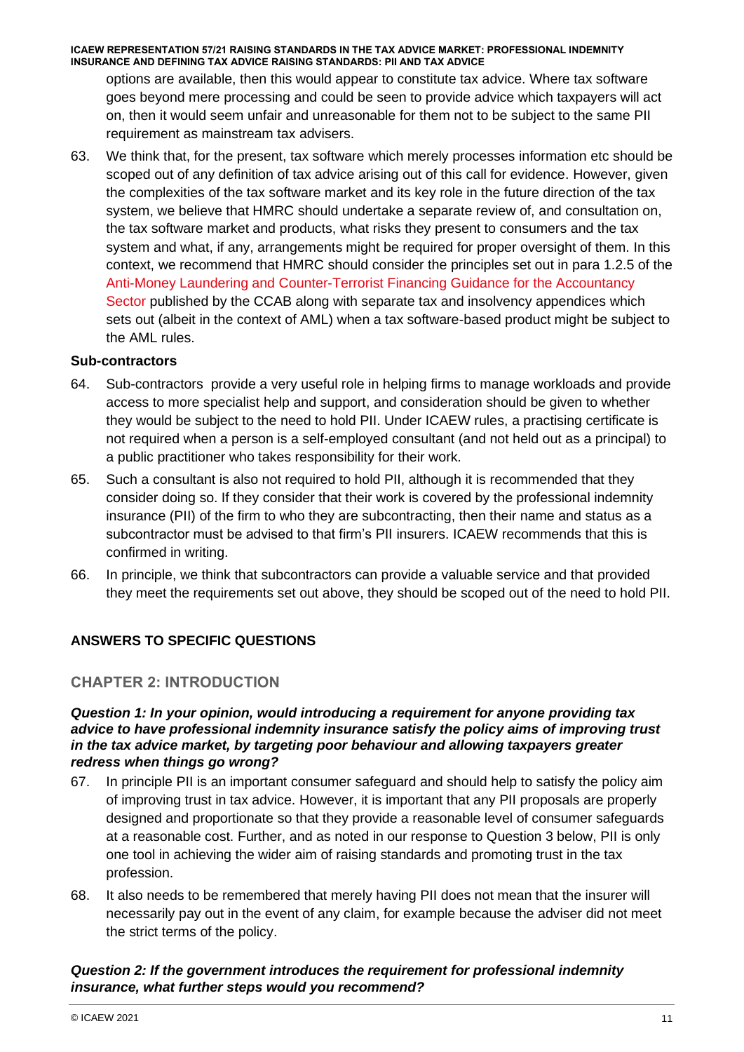options are available, then this would appear to constitute tax advice. Where tax software goes beyond mere processing and could be seen to provide advice which taxpayers will act on, then it would seem unfair and unreasonable for them not to be subject to the same PII requirement as mainstream tax advisers.

63. We think that, for the present, tax software which merely processes information etc should be scoped out of any definition of tax advice arising out of this call for evidence. However, given the complexities of the tax software market and its key role in the future direction of the tax system, we believe that HMRC should undertake a separate review of, and consultation on, the tax software market and products, what risks they present to consumers and the tax system and what, if any, arrangements might be required for proper oversight of them. In this context, we recommend that HMRC should consider the principles set out in para 1.2.5 of the Anti-Money Laundering and Counter-Terrorist Financing Guidance for the Accountancy Sector published by the CCAB along with separate tax and insolvency appendices which sets out (albeit in the context of AML) when a tax software-based product might be subject to the AML rules.

**Sub-contractors**

64. Sub-contractors provide a very useful role in helping firms to manage workloads and provide access to more specialist help and support, and consideration should be given to whether they would be subject to the need to hold PII. Under ICAEW rules, a practising certificate is not required when a person is a self-employed consultant (and not held out as a principal) to a public practitioner who takes responsibility for their work.

65. Such a consultant is also not required to hold PII, although it is recommended that they consider doing so. If they consider that their work is covered by the professional indemnity insurance (PII) of the firm to who they are subcontracting, then their name and status as a subcontractor must be advised to that firm's PII insurers. ICAEW recommends that this is confirmed in writing.

66. In principle, we think that subcontractors can provide a valuable service and that provided they meet the requirements set out above, they should be scoped out of the need to hold PII.

## ANSWERS TO SPECIFIC QUESTIONS

## CHAPTER 2: INTRODUCTION

***Question 1: In your opinion, would introducing a requirement for anyone providing tax advice to have professional indemnity insurance satisfy the policy aims of improving trust in the tax advice market, by targeting poor behaviour and allowing taxpayers greater redress when things go wrong?***

67. In principle PII is an important consumer safeguard and should help to satisfy the policy aim of improving trust in tax advice. However, it is important that any PII proposals are properly designed and proportionate so that they provide a reasonable level of consumer safeguards at a reasonable cost. Further, and as noted in our response to Question 3 below, PII is only one tool in achieving the wider aim of raising standards and promoting trust in the tax profession.

68. It also needs to be remembered that merely having PII does not mean that the insurer will necessarily pay out in the event of any claim, for example because the adviser did not meet the strict terms of the policy.

***Question 2: If the government introduces the requirement for professional indemnity insurance, what further steps would you recommend?***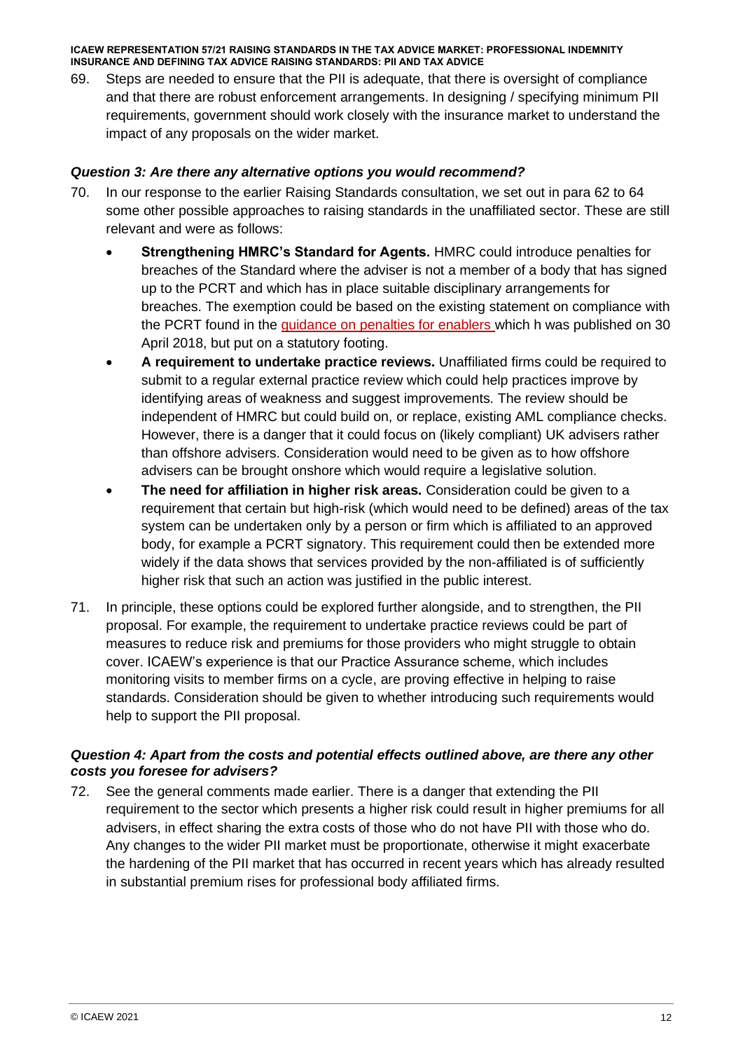69. Steps are needed to ensure that the PII is adequate, that there is oversight of compliance and that there are robust enforcement arrangements. In designing / specifying minimum PII requirements, government should work closely with the insurance market to understand the impact of any proposals on the wider market.

### *Question 3: Are there any alternative options you would recommend?*

70. In our response to the earlier Raising Standards consultation, we set out in para 62 to 64 some other possible approaches to raising standards in the unaffiliated sector. These are still relevant and were as follows:

    - **Strengthening HMRC's Standard for Agents.** HMRC could introduce penalties for breaches of the Standard where the adviser is not a member of a body that has signed up to the PCRT and which has in place suitable disciplinary arrangements for breaches. The exemption could be based on the existing statement on compliance with the PCRT found in the guidance on penalties for enablers which h was published on 30 April 2018, but put on a statutory footing.
    - **A requirement to undertake practice reviews.** Unaffiliated firms could be required to submit to a regular external practice review which could help practices improve by identifying areas of weakness and suggest improvements. The review should be independent of HMRC but could build on, or replace, existing AML compliance checks. However, there is a danger that it could focus on (likely compliant) UK advisers rather than offshore advisers. Consideration would need to be given as to how offshore advisers can be brought onshore which would require a legislative solution.
    - **The need for affiliation in higher risk areas.** Consideration could be given to a requirement that certain but high-risk (which would need to be defined) areas of the tax system can be undertaken only by a person or firm which is affiliated to an approved body, for example a PCRT signatory. This requirement could then be extended more widely if the data shows that services provided by the non-affiliated is of sufficiently higher risk that such an action was justified in the public interest.

71. In principle, these options could be explored further alongside, and to strengthen, the PII proposal. For example, the requirement to undertake practice reviews could be part of measures to reduce risk and premiums for those providers who might struggle to obtain cover. ICAEW's experience is that our Practice Assurance scheme, which includes monitoring visits to member firms on a cycle, are proving effective in helping to raise standards. Consideration should be given to whether introducing such requirements would help to support the PII proposal.

### *Question 4: Apart from the costs and potential effects outlined above, are there any other costs you foresee for advisers?*

72. See the general comments made earlier. There is a danger that extending the PII requirement to the sector which presents a higher risk could result in higher premiums for all advisers, in effect sharing the extra costs of those who do not have PII with those who do. Any changes to the wider PII market must be proportionate, otherwise it might exacerbate the hardening of the PII market that has occurred in recent years which has already resulted in substantial premium rises for professional body affiliated firms.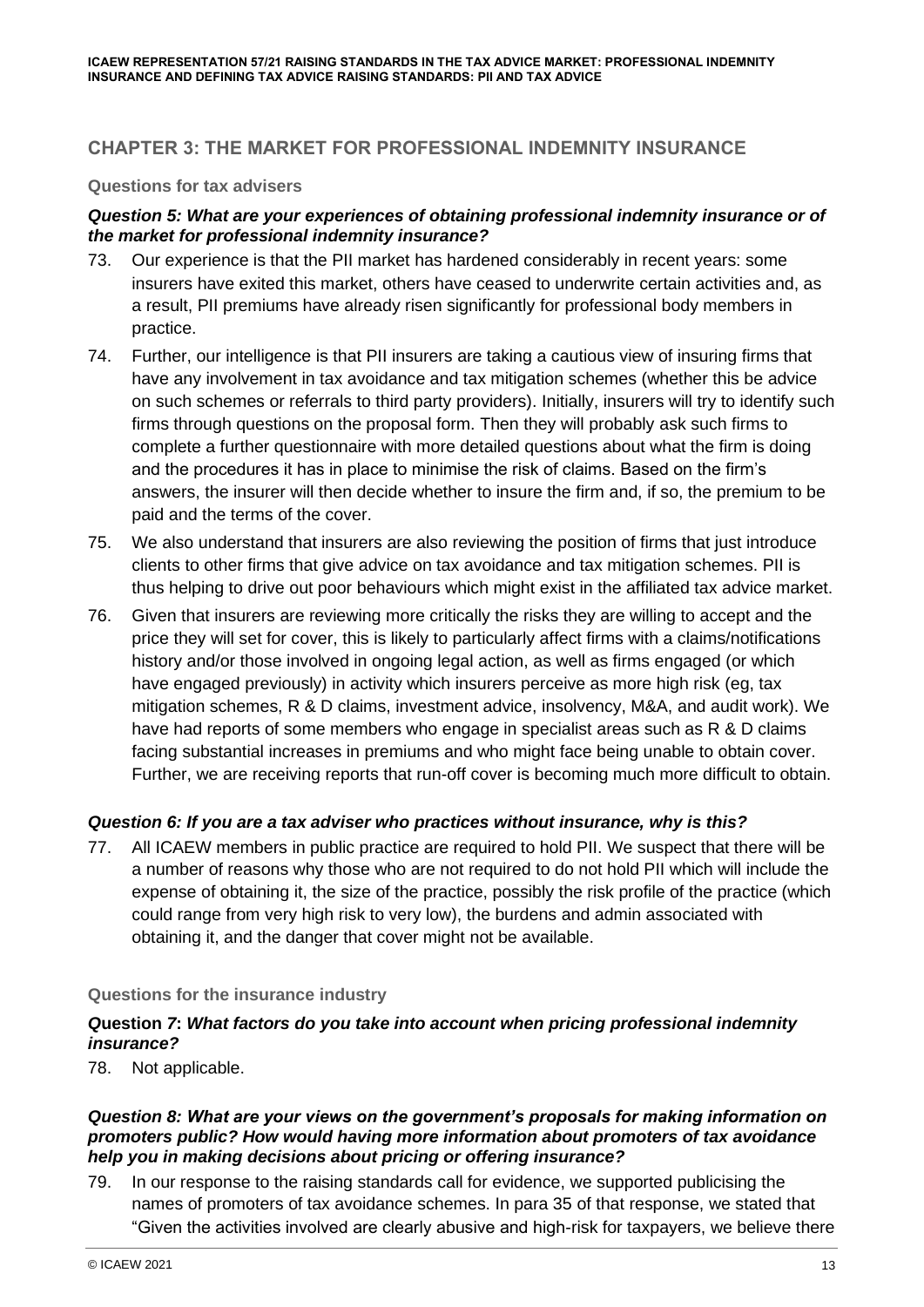## CHAPTER 3: THE MARKET FOR PROFESSIONAL INDEMNITY INSURANCE

### Questions for tax advisers

***Question 5: What are your experiences of obtaining professional indemnity insurance or of the market for professional indemnity insurance?***

73. Our experience is that the PII market has hardened considerably in recent years: some insurers have exited this market, others have ceased to underwrite certain activities and, as a result, PII premiums have already risen significantly for professional body members in practice.

74. Further, our intelligence is that PII insurers are taking a cautious view of insuring firms that have any involvement in tax avoidance and tax mitigation schemes (whether this be advice on such schemes or referrals to third party providers). Initially, insurers will try to identify such firms through questions on the proposal form. Then they will probably ask such firms to complete a further questionnaire with more detailed questions about what the firm is doing and the procedures it has in place to minimise the risk of claims. Based on the firm's answers, the insurer will then decide whether to insure the firm and, if so, the premium to be paid and the terms of the cover.

75. We also understand that insurers are also reviewing the position of firms that just introduce clients to other firms that give advice on tax avoidance and tax mitigation schemes. PII is thus helping to drive out poor behaviours which might exist in the affiliated tax advice market.

76. Given that insurers are reviewing more critically the risks they are willing to accept and the price they will set for cover, this is likely to particularly affect firms with a claims/notifications history and/or those involved in ongoing legal action, as well as firms engaged (or which have engaged previously) in activity which insurers perceive as more high risk (eg, tax mitigation schemes, R & D claims, investment advice, insolvency, M&A, and audit work). We have had reports of some members who engage in specialist areas such as R & D claims facing substantial increases in premiums and who might face being unable to obtain cover. Further, we are receiving reports that run-off cover is becoming much more difficult to obtain.

***Question 6: If you are a tax adviser who practices without insurance, why is this?***

77. All ICAEW members in public practice are required to hold PII. We suspect that there will be a number of reasons why those who are not required to do not hold PII which will include the expense of obtaining it, the size of the practice, possibly the risk profile of the practice (which could range from very high risk to very low), the burdens and admin associated with obtaining it, and the danger that cover might not be available.

### Questions for the insurance industry

***Question 7: What factors do you take into account when pricing professional indemnity insurance?***

78. Not applicable.

***Question 8: What are your views on the government's proposals for making information on promoters public? How would having more information about promoters of tax avoidance help you in making decisions about pricing or offering insurance?***

79. In our response to the raising standards call for evidence, we supported publicising the names of promoters of tax avoidance schemes. In para 35 of that response, we stated that "Given the activities involved are clearly abusive and high-risk for taxpayers, we believe there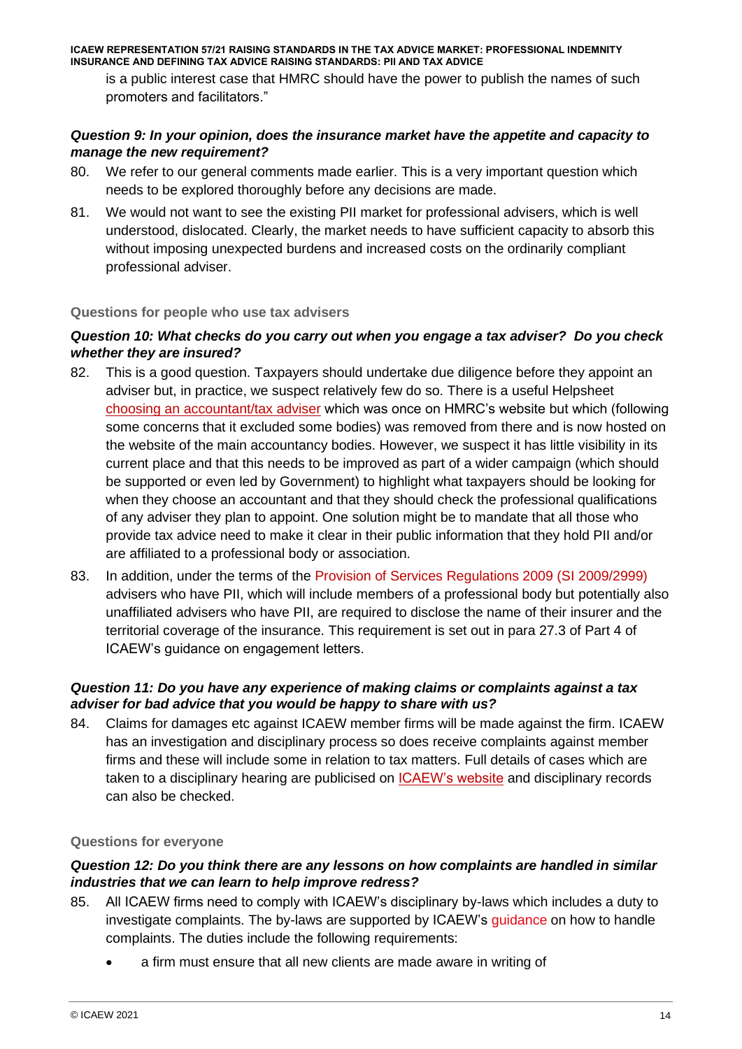is a public interest case that HMRC should have the power to publish the names of such promoters and facilitators."

***Question 9: In your opinion, does the insurance market have the appetite and capacity to manage the new requirement?***

80. We refer to our general comments made earlier. This is a very important question which needs to be explored thoroughly before any decisions are made.

81. We would not want to see the existing PII market for professional advisers, which is well understood, dislocated. Clearly, the market needs to have sufficient capacity to absorb this without imposing unexpected burdens and increased costs on the ordinarily compliant professional adviser.

**Questions for people who use tax advisers**

***Question 10: What checks do you carry out when you engage a tax adviser? Do you check whether they are insured?***

82. This is a good question. Taxpayers should undertake due diligence before they appoint an adviser but, in practice, we suspect relatively few do so. There is a useful Helpsheet choosing an accountant/tax adviser which was once on HMRC's website but which (following some concerns that it excluded some bodies) was removed from there and is now hosted on the website of the main accountancy bodies. However, we suspect it has little visibility in its current place and that this needs to be improved as part of a wider campaign (which should be supported or even led by Government) to highlight what taxpayers should be looking for when they choose an accountant and that they should check the professional qualifications of any adviser they plan to appoint. One solution might be to mandate that all those who provide tax advice need to make it clear in their public information that they hold PII and/or are affiliated to a professional body or association.

83. In addition, under the terms of the Provision of Services Regulations 2009 (SI 2009/2999) advisers who have PII, which will include members of a professional body but potentially also unaffiliated advisers who have PII, are required to disclose the name of their insurer and the territorial coverage of the insurance. This requirement is set out in para 27.3 of Part 4 of ICAEW's guidance on engagement letters.

***Question 11: Do you have any experience of making claims or complaints against a tax adviser for bad advice that you would be happy to share with us?***

84. Claims for damages etc against ICAEW member firms will be made against the firm. ICAEW has an investigation and disciplinary process so does receive complaints against member firms and these will include some in relation to tax matters. Full details of cases which are taken to a disciplinary hearing are publicised on ICAEW's website and disciplinary records can also be checked.

**Questions for everyone**

***Question 12: Do you think there are any lessons on how complaints are handled in similar industries that we can learn to help improve redress?***

85. All ICAEW firms need to comply with ICAEW's disciplinary by-laws which includes a duty to investigate complaints. The by-laws are supported by ICAEW's guidance on how to handle complaints. The duties include the following requirements:

    - a firm must ensure that all new clients are made aware in writing of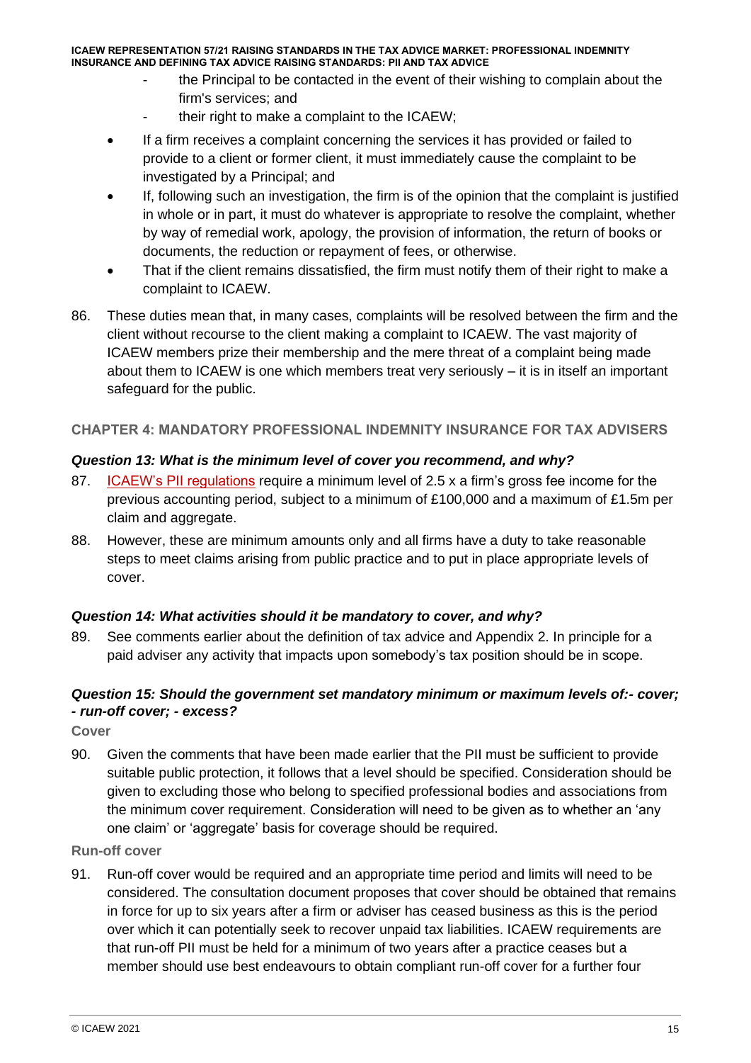- the Principal to be contacted in the event of their wishing to complain about the firm's services; and
- their right to make a complaint to the ICAEW;

- If a firm receives a complaint concerning the services it has provided or failed to provide to a client or former client, it must immediately cause the complaint to be investigated by a Principal; and
- If, following such an investigation, the firm is of the opinion that the complaint is justified in whole or in part, it must do whatever is appropriate to resolve the complaint, whether by way of remedial work, apology, the provision of information, the return of books or documents, the reduction or repayment of fees, or otherwise.
- That if the client remains dissatisfied, the firm must notify them of their right to make a complaint to ICAEW.

86. These duties mean that, in many cases, complaints will be resolved between the firm and the client without recourse to the client making a complaint to ICAEW. The vast majority of ICAEW members prize their membership and the mere threat of a complaint being made about them to ICAEW is one which members treat very seriously – it is in itself an important safeguard for the public.

## CHAPTER 4: MANDATORY PROFESSIONAL INDEMNITY INSURANCE FOR TAX ADVISERS

### *Question 13: What is the minimum level of cover you recommend, and why?*

87. ICAEW's PII regulations require a minimum level of 2.5 x a firm's gross fee income for the previous accounting period, subject to a minimum of £100,000 and a maximum of £1.5m per claim and aggregate.

88. However, these are minimum amounts only and all firms have a duty to take reasonable steps to meet claims arising from public practice and to put in place appropriate levels of cover.

### *Question 14: What activities should it be mandatory to cover, and why?*

89. See comments earlier about the definition of tax advice and Appendix 2. In principle for a paid adviser any activity that impacts upon somebody's tax position should be in scope.

### *Question 15: Should the government set mandatory minimum or maximum levels of:- cover; - run-off cover; - excess?*

**Cover**

90. Given the comments that have been made earlier that the PII must be sufficient to provide suitable public protection, it follows that a level should be specified. Consideration should be given to excluding those who belong to specified professional bodies and associations from the minimum cover requirement. Consideration will need to be given as to whether an 'any one claim' or 'aggregate' basis for coverage should be required.

**Run-off cover**

91. Run-off cover would be required and an appropriate time period and limits will need to be considered. The consultation document proposes that cover should be obtained that remains in force for up to six years after a firm or adviser has ceased business as this is the period over which it can potentially seek to recover unpaid tax liabilities. ICAEW requirements are that run-off PII must be held for a minimum of two years after a practice ceases but a member should use best endeavours to obtain compliant run-off cover for a further four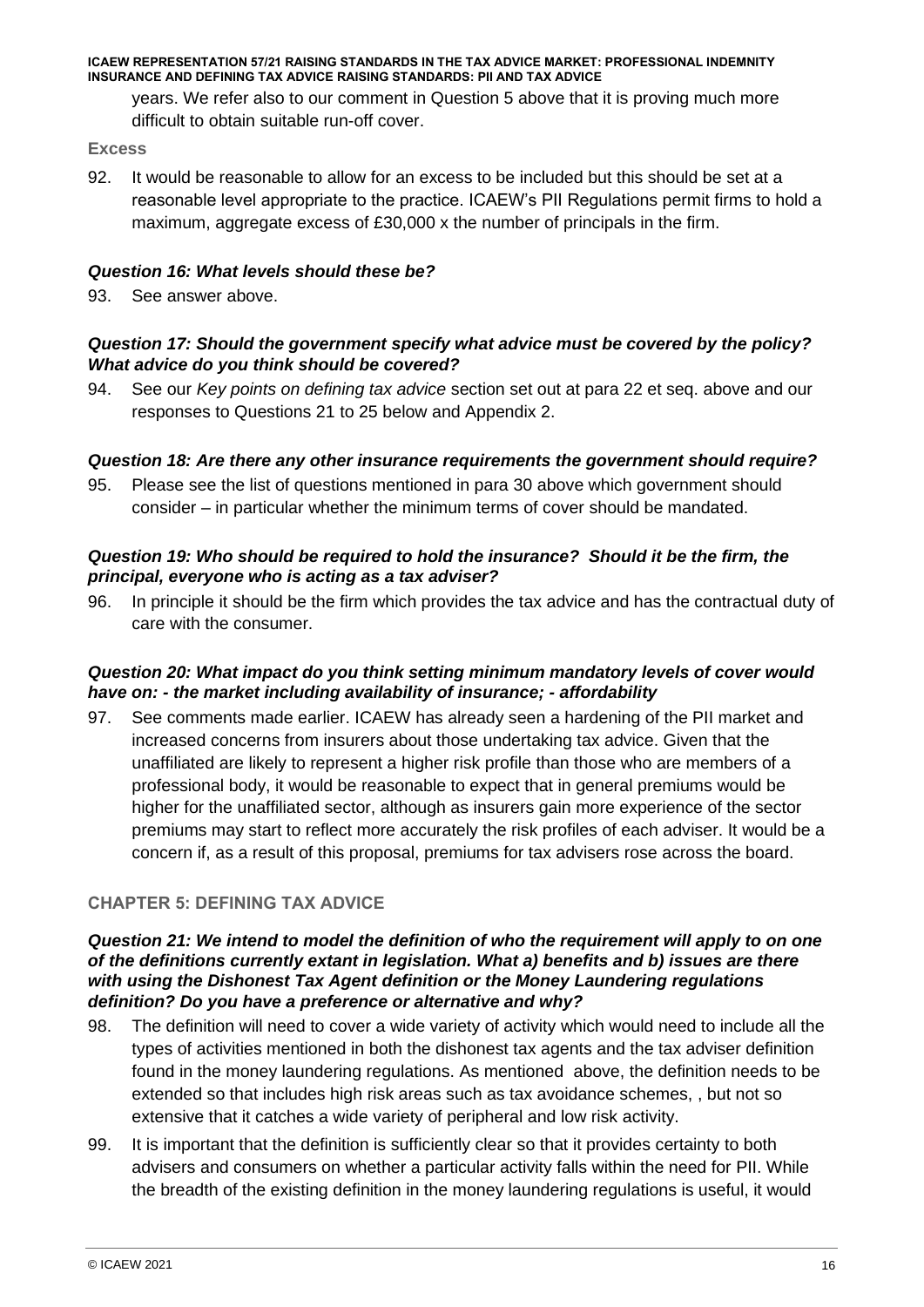years. We refer also to our comment in Question 5 above that it is proving much more difficult to obtain suitable run-off cover.

### Excess

92. It would be reasonable to allow for an excess to be included but this should be set at a reasonable level appropriate to the practice. ICAEW's PII Regulations permit firms to hold a maximum, aggregate excess of £30,000 x the number of principals in the firm.

#### *Question 16: What levels should these be?*

93. See answer above.

#### *Question 17: Should the government specify what advice must be covered by the policy? What advice do you think should be covered?*

94. See our *Key points on defining tax advice* section set out at para 22 et seq. above and our responses to Questions 21 to 25 below and Appendix 2.

#### *Question 18: Are there any other insurance requirements the government should require?*

95. Please see the list of questions mentioned in para 30 above which government should consider – in particular whether the minimum terms of cover should be mandated.

#### *Question 19: Who should be required to hold the insurance? Should it be the firm, the principal, everyone who is acting as a tax adviser?*

96. In principle it should be the firm which provides the tax advice and has the contractual duty of care with the consumer.

#### *Question 20: What impact do you think setting minimum mandatory levels of cover would have on: - the market including availability of insurance; - affordability*

97. See comments made earlier. ICAEW has already seen a hardening of the PII market and increased concerns from insurers about those undertaking tax advice. Given that the unaffiliated are likely to represent a higher risk profile than those who are members of a professional body, it would be reasonable to expect that in general premiums would be higher for the unaffiliated sector, although as insurers gain more experience of the sector premiums may start to reflect more accurately the risk profiles of each adviser. It would be a concern if, as a result of this proposal, premiums for tax advisers rose across the board.

## CHAPTER 5: DEFINING TAX ADVICE

#### *Question 21: We intend to model the definition of who the requirement will apply to on one of the definitions currently extant in legislation. What a) benefits and b) issues are there with using the Dishonest Tax Agent definition or the Money Laundering regulations definition? Do you have a preference or alternative and why?*

98. The definition will need to cover a wide variety of activity which would need to include all the types of activities mentioned in both the dishonest tax agents and the tax adviser definition found in the money laundering regulations. As mentioned above, the definition needs to be extended so that includes high risk areas such as tax avoidance schemes, , but not so extensive that it catches a wide variety of peripheral and low risk activity.

99. It is important that the definition is sufficiently clear so that it provides certainty to both advisers and consumers on whether a particular activity falls within the need for PII. While the breadth of the existing definition in the money laundering regulations is useful, it would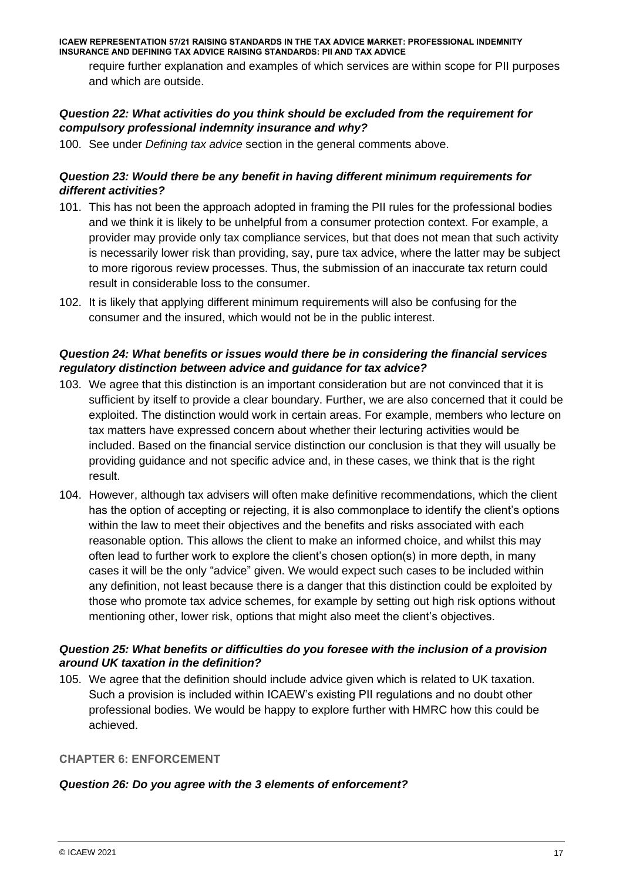require further explanation and examples of which services are within scope for PII purposes and which are outside.

***Question 22: What activities do you think should be excluded from the requirement for compulsory professional indemnity insurance and why?***

100. See under *Defining tax advice* section in the general comments above.

***Question 23: Would there be any benefit in having different minimum requirements for different activities?***

101. This has not been the approach adopted in framing the PII rules for the professional bodies and we think it is likely to be unhelpful from a consumer protection context. For example, a provider may provide only tax compliance services, but that does not mean that such activity is necessarily lower risk than providing, say, pure tax advice, where the latter may be subject to more rigorous review processes. Thus, the submission of an inaccurate tax return could result in considerable loss to the consumer.

102. It is likely that applying different minimum requirements will also be confusing for the consumer and the insured, which would not be in the public interest.

***Question 24: What benefits or issues would there be in considering the financial services regulatory distinction between advice and guidance for tax advice?***

103. We agree that this distinction is an important consideration but are not convinced that it is sufficient by itself to provide a clear boundary. Further, we are also concerned that it could be exploited. The distinction would work in certain areas. For example, members who lecture on tax matters have expressed concern about whether their lecturing activities would be included. Based on the financial service distinction our conclusion is that they will usually be providing guidance and not specific advice and, in these cases, we think that is the right result.

104. However, although tax advisers will often make definitive recommendations, which the client has the option of accepting or rejecting, it is also commonplace to identify the client's options within the law to meet their objectives and the benefits and risks associated with each reasonable option. This allows the client to make an informed choice, and whilst this may often lead to further work to explore the client's chosen option(s) in more depth, in many cases it will be the only "advice" given. We would expect such cases to be included within any definition, not least because there is a danger that this distinction could be exploited by those who promote tax advice schemes, for example by setting out high risk options without mentioning other, lower risk, options that might also meet the client's objectives.

***Question 25: What benefits or difficulties do you foresee with the inclusion of a provision around UK taxation in the definition?***

105. We agree that the definition should include advice given which is related to UK taxation. Such a provision is included within ICAEW's existing PII regulations and no doubt other professional bodies. We would be happy to explore further with HMRC how this could be achieved.

## CHAPTER 6: ENFORCEMENT

***Question 26: Do you agree with the 3 elements of enforcement?***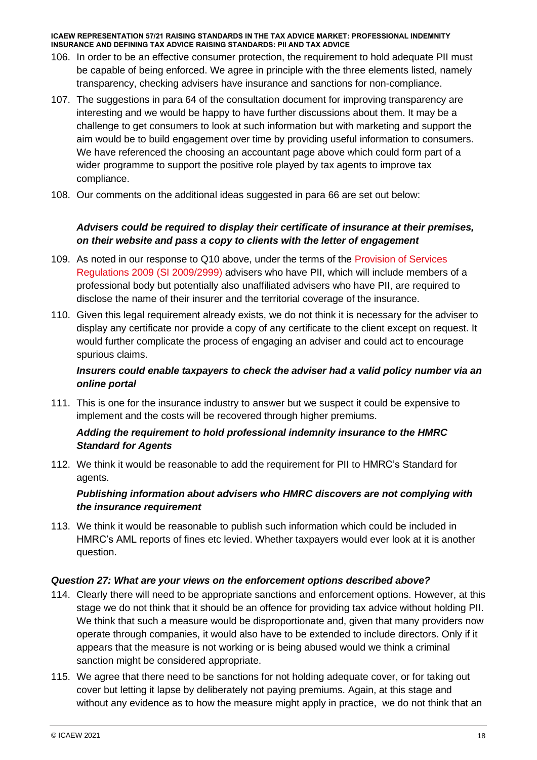106. In order to be an effective consumer protection, the requirement to hold adequate PII must be capable of being enforced. We agree in principle with the three elements listed, namely transparency, checking advisers have insurance and sanctions for non-compliance.

107. The suggestions in para 64 of the consultation document for improving transparency are interesting and we would be happy to have further discussions about them. It may be a challenge to get consumers to look at such information but with marketing and support the aim would be to build engagement over time by providing useful information to consumers. We have referenced the choosing an accountant page above which could form part of a wider programme to support the positive role played by tax agents to improve tax compliance.

108. Our comments on the additional ideas suggested in para 66 are set out below:

***Advisers could be required to display their certificate of insurance at their premises, on their website and pass a copy to clients with the letter of engagement***

109. As noted in our response to Q10 above, under the terms of the Provision of Services Regulations 2009 (SI 2009/2999) advisers who have PII, which will include members of a professional body but potentially also unaffiliated advisers who have PII, are required to disclose the name of their insurer and the territorial coverage of the insurance.

110. Given this legal requirement already exists, we do not think it is necessary for the adviser to display any certificate nor provide a copy of any certificate to the client except on request. It would further complicate the process of engaging an adviser and could act to encourage spurious claims.

***Insurers could enable taxpayers to check the adviser had a valid policy number via an online portal***

111. This is one for the insurance industry to answer but we suspect it could be expensive to implement and the costs will be recovered through higher premiums.

***Adding the requirement to hold professional indemnity insurance to the HMRC Standard for Agents***

112. We think it would be reasonable to add the requirement for PII to HMRC's Standard for agents.

***Publishing information about advisers who HMRC discovers are not complying with the insurance requirement***

113. We think it would be reasonable to publish such information which could be included in HMRC's AML reports of fines etc levied. Whether taxpayers would ever look at it is another question.

***Question 27: What are your views on the enforcement options described above?***

114. Clearly there will need to be appropriate sanctions and enforcement options. However, at this stage we do not think that it should be an offence for providing tax advice without holding PII. We think that such a measure would be disproportionate and, given that many providers now operate through companies, it would also have to be extended to include directors. Only if it appears that the measure is not working or is being abused would we think a criminal sanction might be considered appropriate.

115. We agree that there need to be sanctions for not holding adequate cover, or for taking out cover but letting it lapse by deliberately not paying premiums. Again, at this stage and without any evidence as to how the measure might apply in practice, we do not think that an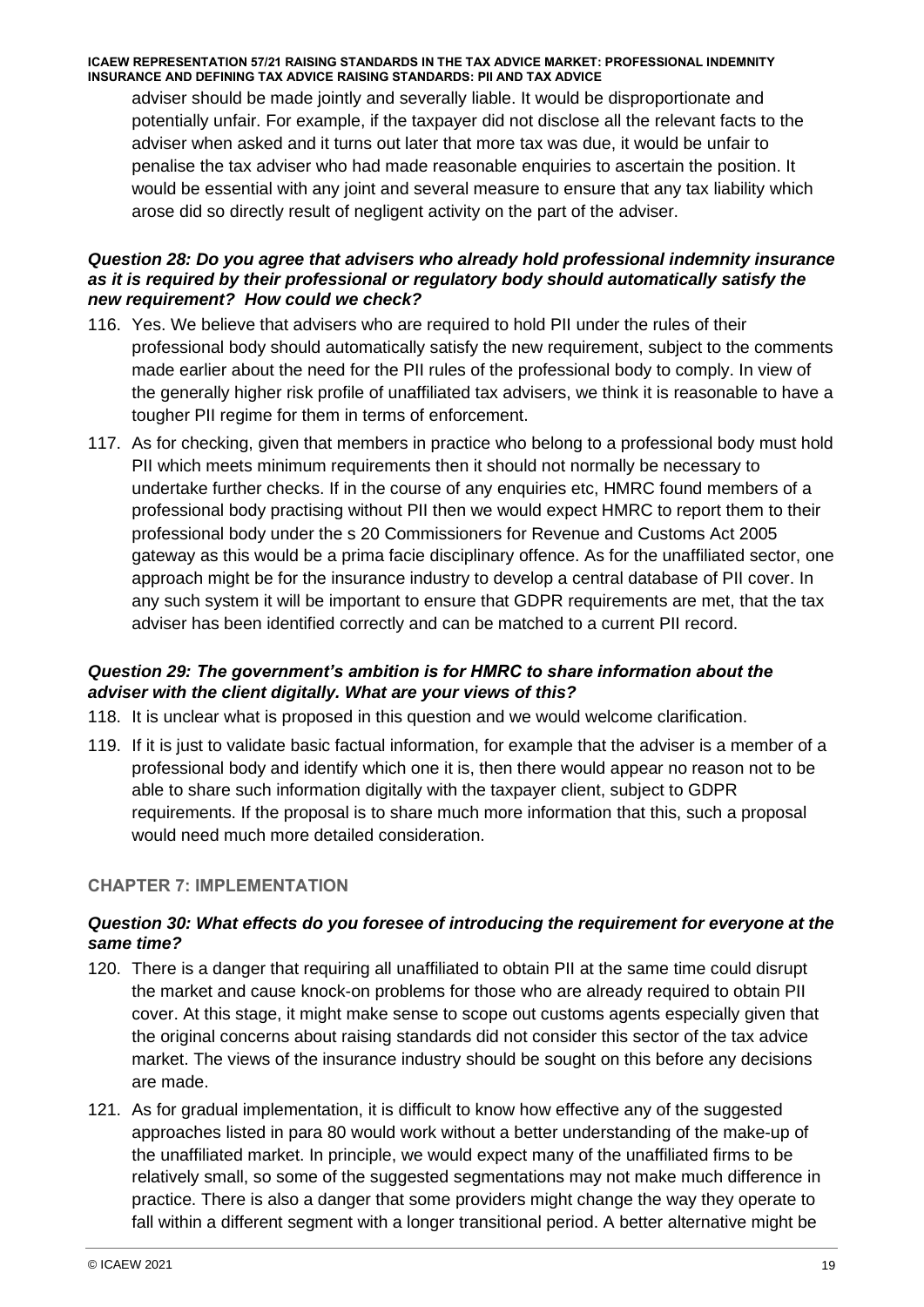adviser should be made jointly and severally liable. It would be disproportionate and potentially unfair. For example, if the taxpayer did not disclose all the relevant facts to the adviser when asked and it turns out later that more tax was due, it would be unfair to penalise the tax adviser who had made reasonable enquiries to ascertain the position. It would be essential with any joint and several measure to ensure that any tax liability which arose did so directly result of negligent activity on the part of the adviser.

### *Question 28: Do you agree that advisers who already hold professional indemnity insurance as it is required by their professional or regulatory body should automatically satisfy the new requirement? How could we check?*

116. Yes. We believe that advisers who are required to hold PII under the rules of their professional body should automatically satisfy the new requirement, subject to the comments made earlier about the need for the PII rules of the professional body to comply. In view of the generally higher risk profile of unaffiliated tax advisers, we think it is reasonable to have a tougher PII regime for them in terms of enforcement.

117. As for checking, given that members in practice who belong to a professional body must hold PII which meets minimum requirements then it should not normally be necessary to undertake further checks. If in the course of any enquiries etc, HMRC found members of a professional body practising without PII then we would expect HMRC to report them to their professional body under the s 20 Commissioners for Revenue and Customs Act 2005 gateway as this would be a prima facie disciplinary offence. As for the unaffiliated sector, one approach might be for the insurance industry to develop a central database of PII cover. In any such system it will be important to ensure that GDPR requirements are met, that the tax adviser has been identified correctly and can be matched to a current PII record.

### *Question 29: The government's ambition is for HMRC to share information about the adviser with the client digitally. What are your views of this?*

118. It is unclear what is proposed in this question and we would welcome clarification.

119. If it is just to validate basic factual information, for example that the adviser is a member of a professional body and identify which one it is, then there would appear no reason not to be able to share such information digitally with the taxpayer client, subject to GDPR requirements. If the proposal is to share much more information that this, such a proposal would need much more detailed consideration.

## CHAPTER 7: IMPLEMENTATION

### *Question 30: What effects do you foresee of introducing the requirement for everyone at the same time?*

120. There is a danger that requiring all unaffiliated to obtain PII at the same time could disrupt the market and cause knock-on problems for those who are already required to obtain PII cover. At this stage, it might make sense to scope out customs agents especially given that the original concerns about raising standards did not consider this sector of the tax advice market. The views of the insurance industry should be sought on this before any decisions are made.

121. As for gradual implementation, it is difficult to know how effective any of the suggested approaches listed in para 80 would work without a better understanding of the make-up of the unaffiliated market. In principle, we would expect many of the unaffiliated firms to be relatively small, so some of the suggested segmentations may not make much difference in practice. There is also a danger that some providers might change the way they operate to fall within a different segment with a longer transitional period. A better alternative might be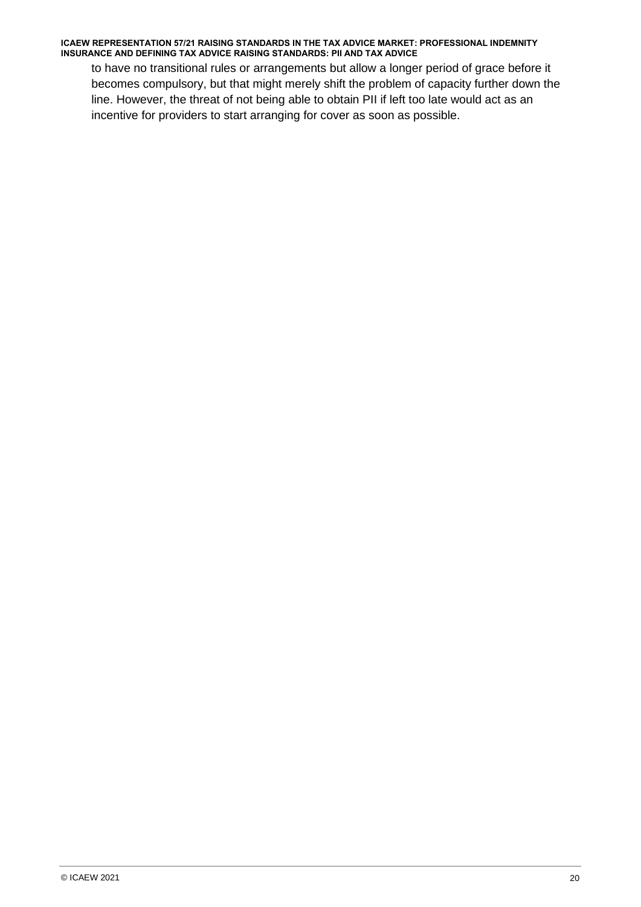to have no transitional rules or arrangements but allow a longer period of grace before it becomes compulsory, but that might merely shift the problem of capacity further down the line. However, the threat of not being able to obtain PII if left too late would act as an incentive for providers to start arranging for cover as soon as possible.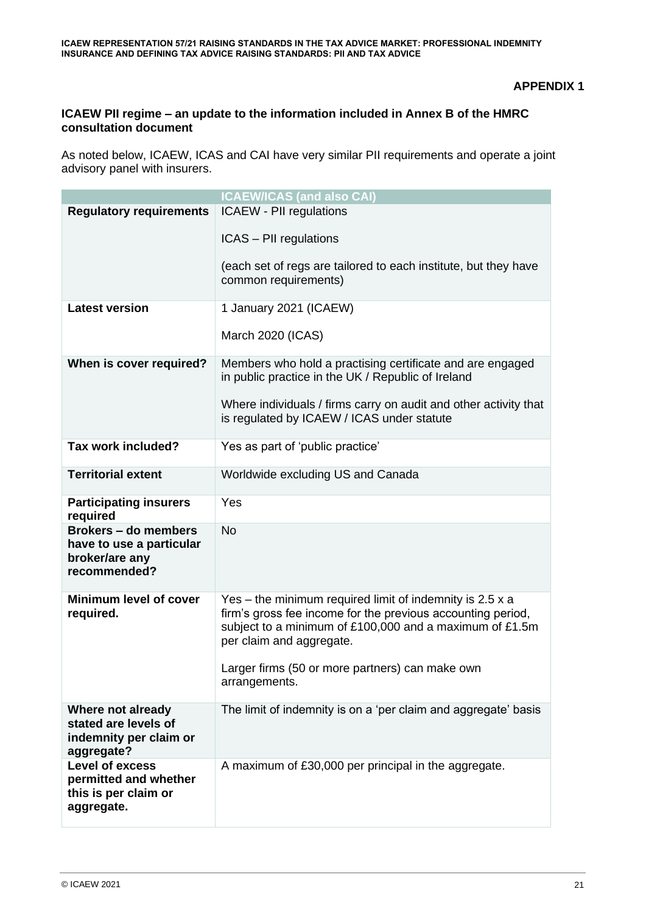**APPENDIX 1**

**ICAEW PII regime – an update to the information included in Annex B of the HMRC consultation document**

As noted below, ICAEW, ICAS and CAI have very similar PII requirements and operate a joint advisory panel with insurers.

| | ICAEW/ICAS (and also CAI) |
|---|---|
| **Regulatory requirements** | ICAEW - PII regulations<br><br>ICAS – PII regulations<br><br>(each set of regs are tailored to each institute, but they have common requirements) |
| **Latest version** | 1 January 2021 (ICAEW)<br><br>March 2020 (ICAS) |
| **When is cover required?** | Members who hold a practising certificate and are engaged in public practice in the UK / Republic of Ireland<br><br>Where individuals / firms carry on audit and other activity that is regulated by ICAEW / ICAS under statute |
| **Tax work included?** | Yes as part of 'public practice' |
| **Territorial extent** | Worldwide excluding US and Canada |
| **Participating insurers required** | Yes |
| **Brokers – do members have to use a particular broker/are any recommended?** | No |
| **Minimum level of cover required.** | Yes – the minimum required limit of indemnity is 2.5 x a firm's gross fee income for the previous accounting period, subject to a minimum of £100,000 and a maximum of £1.5m per claim and aggregate.<br><br>Larger firms (50 or more partners) can make own arrangements. |
| **Where not already stated are levels of indemnity per claim or aggregate?** | The limit of indemnity is on a 'per claim and aggregate' basis |
| **Level of excess permitted and whether this is per claim or aggregate.** | A maximum of £30,000 per principal in the aggregate. |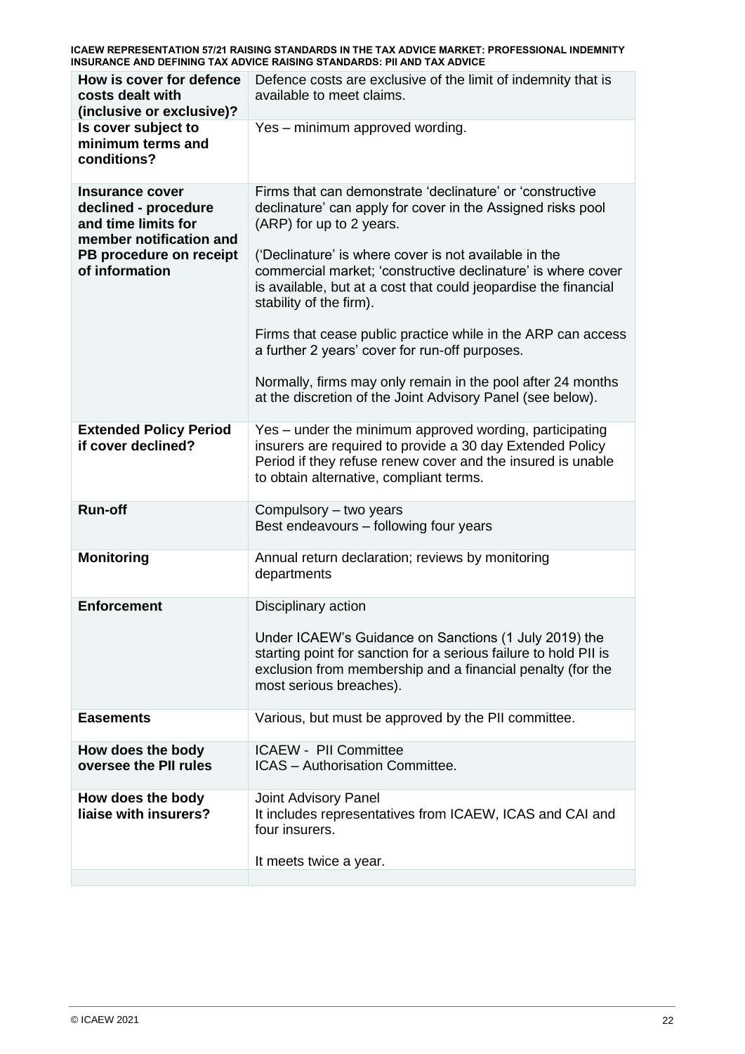| How is cover for defence costs dealt with (inclusive or exclusive)? | Defence costs are exclusive of the limit of indemnity that is available to meet claims. |
|---|---|
| **Is cover subject to minimum terms and conditions?** | Yes – minimum approved wording. |
| **Insurance cover declined - procedure and time limits for member notification and PB procedure on receipt of information** | Firms that can demonstrate 'declinature' or 'constructive declinature' can apply for cover in the Assigned risks pool (ARP) for up to 2 years.<br><br>('Declinature' is where cover is not available in the commercial market; 'constructive declinature' is where cover is available, but at a cost that could jeopardise the financial stability of the firm).<br><br>Firms that cease public practice while in the ARP can access a further 2 years' cover for run-off purposes.<br><br>Normally, firms may only remain in the pool after 24 months at the discretion of the Joint Advisory Panel (see below). |
| **Extended Policy Period if cover declined?** | Yes – under the minimum approved wording, participating insurers are required to provide a 30 day Extended Policy Period if they refuse renew cover and the insured is unable to obtain alternative, compliant terms. |
| **Run-off** | Compulsory – two years<br>Best endeavours – following four years |
| **Monitoring** | Annual return declaration; reviews by monitoring departments |
| **Enforcement** | Disciplinary action<br><br>Under ICAEW's Guidance on Sanctions (1 July 2019) the starting point for sanction for a serious failure to hold PII is exclusion from membership and a financial penalty (for the most serious breaches). |
| **Easements** | Various, but must be approved by the PII committee. |
| **How does the body oversee the PII rules** | ICAEW - PII Committee<br>ICAS – Authorisation Committee. |
| **How does the body liaise with insurers?** | Joint Advisory Panel<br>It includes representatives from ICAEW, ICAS and CAI and four insurers.<br><br>It meets twice a year. |
| | |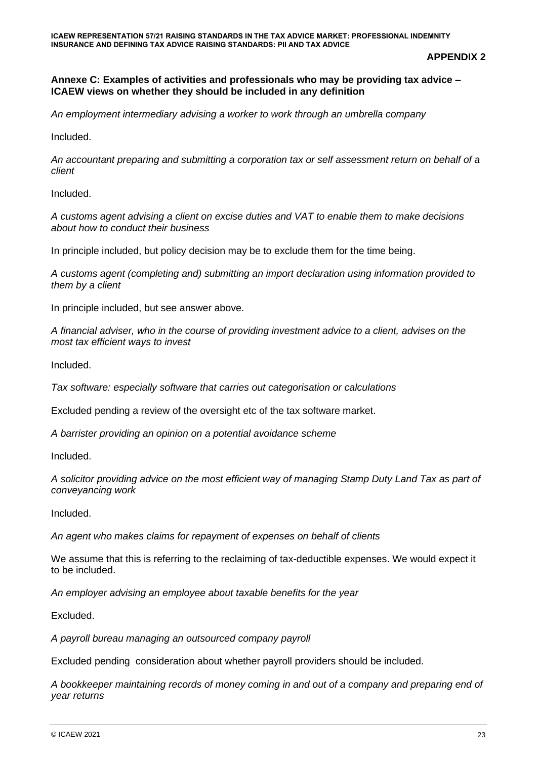**APPENDIX 2**

### Annexe C: Examples of activities and professionals who may be providing tax advice – ICAEW views on whether they should be included in any definition

*An employment intermediary advising a worker to work through an umbrella company*

Included.

*An accountant preparing and submitting a corporation tax or self assessment return on behalf of a client*

Included.

*A customs agent advising a client on excise duties and VAT to enable them to make decisions about how to conduct their business*

In principle included, but policy decision may be to exclude them for the time being.

*A customs agent (completing and) submitting an import declaration using information provided to them by a client*

In principle included, but see answer above.

*A financial adviser, who in the course of providing investment advice to a client, advises on the most tax efficient ways to invest*

Included.

*Tax software: especially software that carries out categorisation or calculations*

Excluded pending a review of the oversight etc of the tax software market.

*A barrister providing an opinion on a potential avoidance scheme*

Included.

*A solicitor providing advice on the most efficient way of managing Stamp Duty Land Tax as part of conveyancing work*

Included.

*An agent who makes claims for repayment of expenses on behalf of clients*

We assume that this is referring to the reclaiming of tax-deductible expenses. We would expect it to be included.

*An employer advising an employee about taxable benefits for the year*

Excluded.

*A payroll bureau managing an outsourced company payroll*

Excluded pending consideration about whether payroll providers should be included.

*A bookkeeper maintaining records of money coming in and out of a company and preparing end of year returns*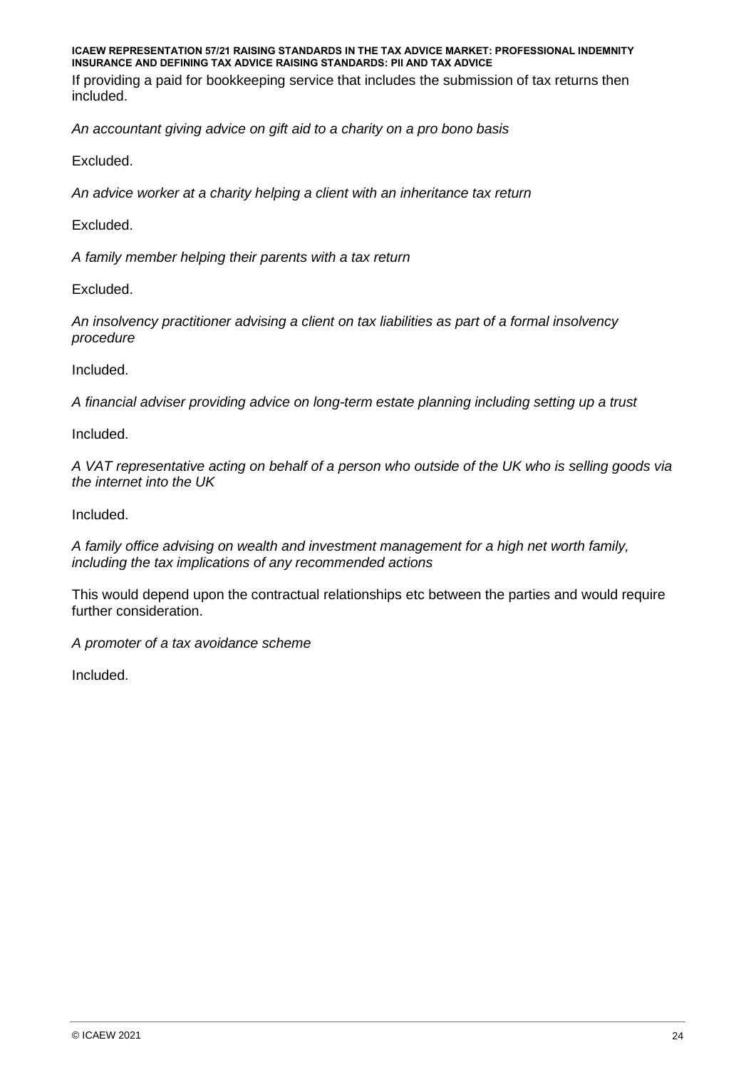If providing a paid for bookkeeping service that includes the submission of tax returns then included.

*An accountant giving advice on gift aid to a charity on a pro bono basis*

Excluded.

*An advice worker at a charity helping a client with an inheritance tax return*

Excluded.

*A family member helping their parents with a tax return*

Excluded.

*An insolvency practitioner advising a client on tax liabilities as part of a formal insolvency procedure*

Included.

*A financial adviser providing advice on long-term estate planning including setting up a trust*

Included.

*A VAT representative acting on behalf of a person who outside of the UK who is selling goods via the internet into the UK*

Included.

*A family office advising on wealth and investment management for a high net worth family, including the tax implications of any recommended actions*

This would depend upon the contractual relationships etc between the parties and would require further consideration.

*A promoter of a tax avoidance scheme*

Included.